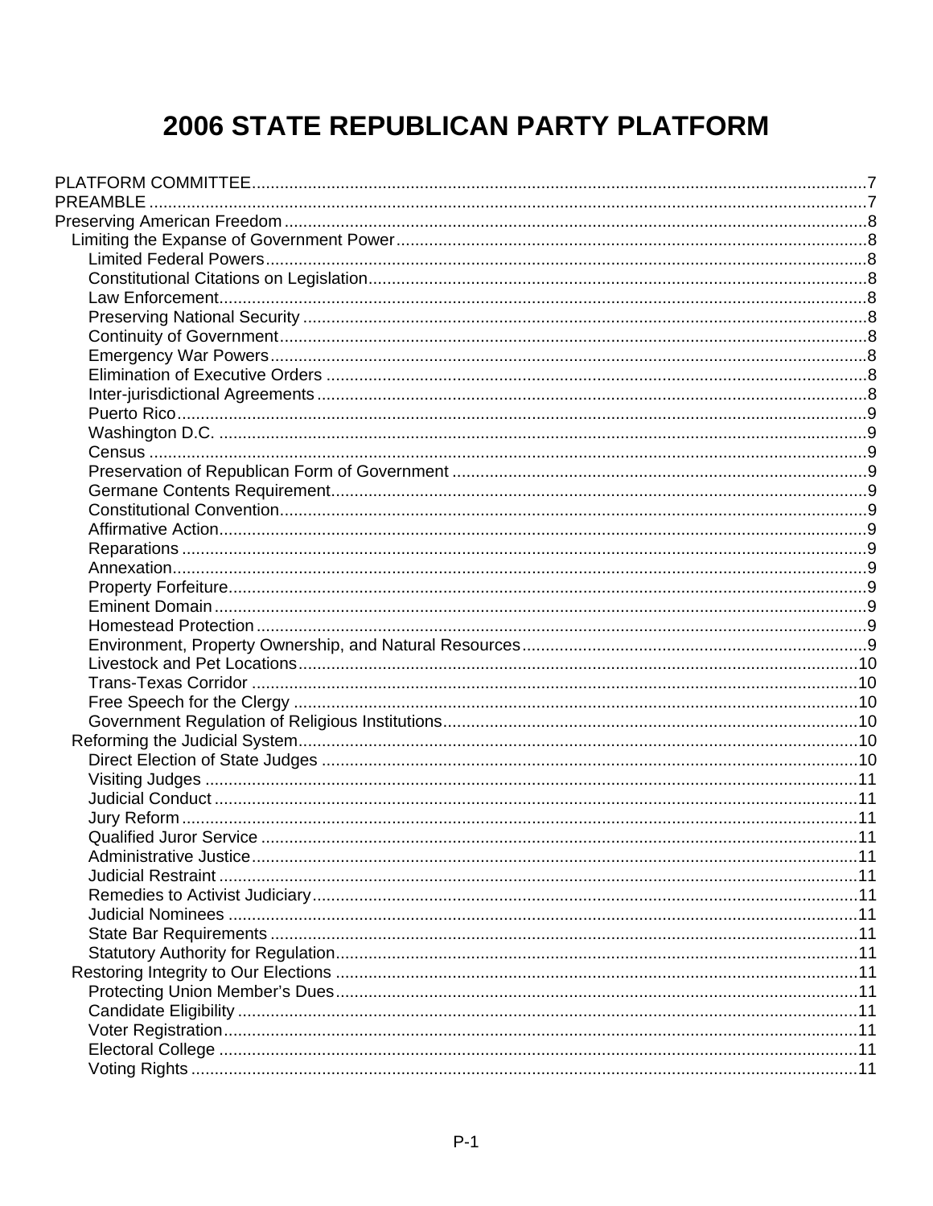# 2006 STATE REPUBLICAN PARTY PLATFORM

- PLATFORM COMMITTEE....7
- PREAMBLE....7
- Preserving American Freedom....8
  - Limiting the Expanse of Government Power....8
    - Limited Federal Powers....8
    - Constitutional Citations on Legislation....8
    - Law Enforcement....8
    - Preserving National Security....8
    - Continuity of Government....8
    - Emergency War Powers....8
    - Elimination of Executive Orders....8
    - Inter-jurisdictional Agreements....8
    - Puerto Rico....9
    - Washington D.C.....9
    - Census....9
    - Preservation of Republican Form of Government....9
    - Germane Contents Requirement....9
    - Constitutional Convention....9
    - Affirmative Action....9
    - Reparations....9
    - Annexation....9
    - Property Forfeiture....9
    - Eminent Domain....9
    - Homestead Protection....9
    - Environment, Property Ownership, and Natural Resources....9
    - Livestock and Pet Locations....10
    - Trans-Texas Corridor....10
    - Free Speech for the Clergy....10
    - Government Regulation of Religious Institutions....10
  - Reforming the Judicial System....10
    - Direct Election of State Judges....10
    - Visiting Judges....11
    - Judicial Conduct....11
    - Jury Reform....11
    - Qualified Juror Service....11
    - Administrative Justice....11
    - Judicial Restraint....11
    - Remedies to Activist Judiciary....11
    - Judicial Nominees....11
    - State Bar Requirements....11
    - Statutory Authority for Regulation....11
  - Restoring Integrity to Our Elections....11
    - Protecting Union Member's Dues....11
    - Candidate Eligibility....11
    - Voter Registration....11
    - Electoral College....11
    - Voting Rights....11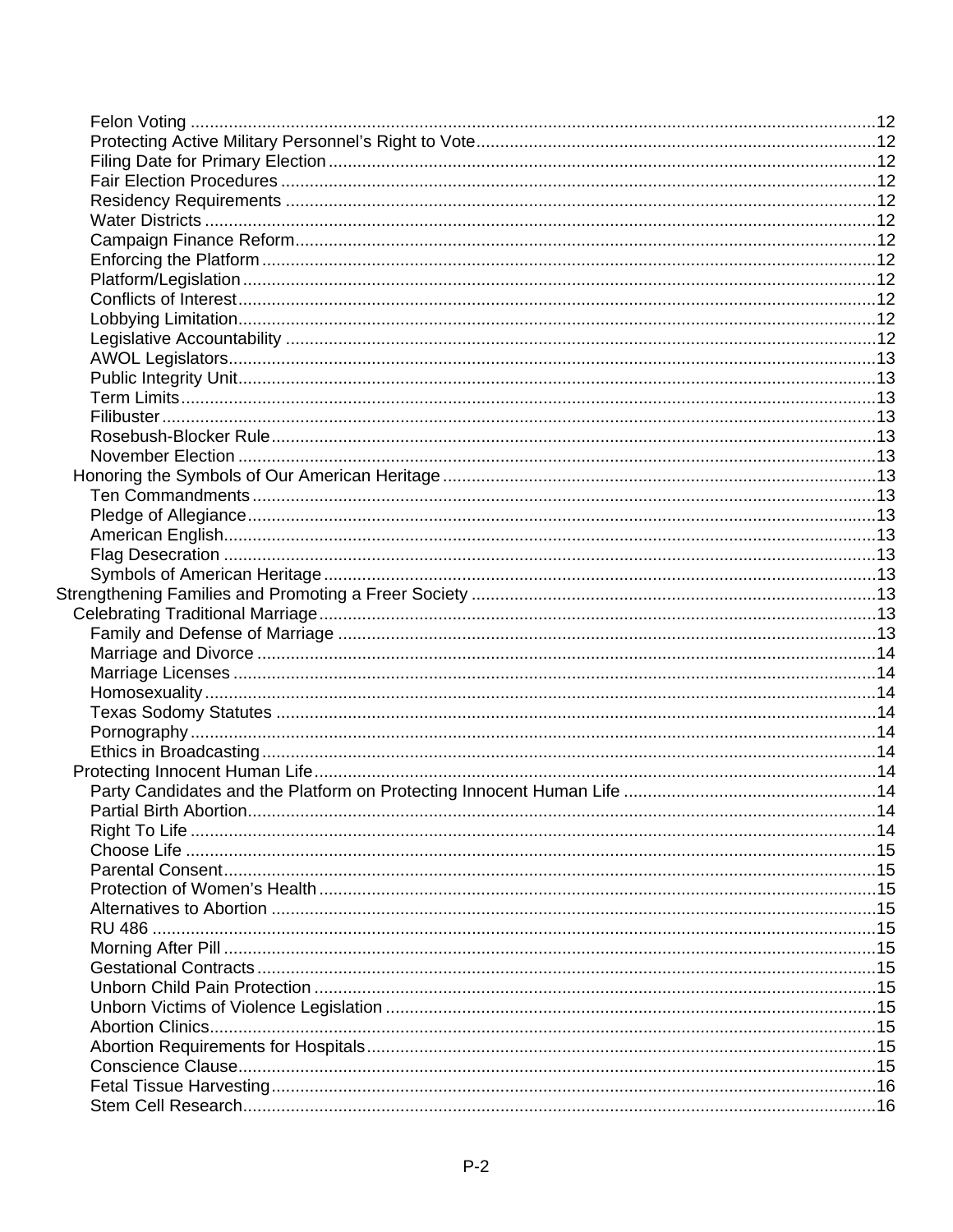Felon Voting ....................................................................................................12
Protecting Active Military Personnel's Right to Vote..............................................12
Filing Date for Primary Election ............................................................................12
Fair Election Procedures .......................................................................................12
Residency Requirements ......................................................................................12
Water Districts .......................................................................................................12
Campaign Finance Reform....................................................................................12
Enforcing the Platform ...........................................................................................12
Platform/Legislation ...............................................................................................12
Conflicts of Interest................................................................................................12
Lobbying Limitation................................................................................................12
Legislative Accountability ......................................................................................12
AWOL Legislators..................................................................................................13
Public Integrity Unit................................................................................................13
Term Limits............................................................................................................13
Filibuster ................................................................................................................13
Rosebush-Blocker Rule .........................................................................................13
November Election ................................................................................................13
Honoring the Symbols of Our American Heritage .....................................................13
Ten Commandments .............................................................................................13
Pledge of Allegiance..............................................................................................13
American English...................................................................................................13
Flag Desecration ...................................................................................................13
Symbols of American Heritage ..............................................................................13
Strengthening Families and Promoting a Freer Society ..............................................13
Celebrating Traditional Marriage...............................................................................13
Family and Defense of Marriage ...........................................................................13
Marriage and Divorce ............................................................................................14
Marriage Licenses .................................................................................................14
Homosexuality.......................................................................................................14
Texas Sodomy Statutes ........................................................................................14
Pornography ..........................................................................................................14
Ethics in Broadcasting ...........................................................................................14
Protecting Innocent Human Life................................................................................14
Party Candidates and the Platform on Protecting Innocent Human Life ...............14
Partial Birth Abortion..............................................................................................14
Right To Life ..........................................................................................................14
Choose Life ...........................................................................................................15
Parental Consent...................................................................................................15
Protection of Women's Health ...............................................................................15
Alternatives to Abortion .........................................................................................15
RU 486 ..................................................................................................................15
Morning After Pill ...................................................................................................15
Gestational Contracts ............................................................................................15
Unborn Child Pain Protection ................................................................................15
Unborn Victims of Violence Legislation .................................................................15
Abortion Clinics......................................................................................................15
Abortion Requirements for Hospitals.....................................................................15
Conscience Clause................................................................................................15
Fetal Tissue Harvesting.........................................................................................16
Stem Cell Research...............................................................................................16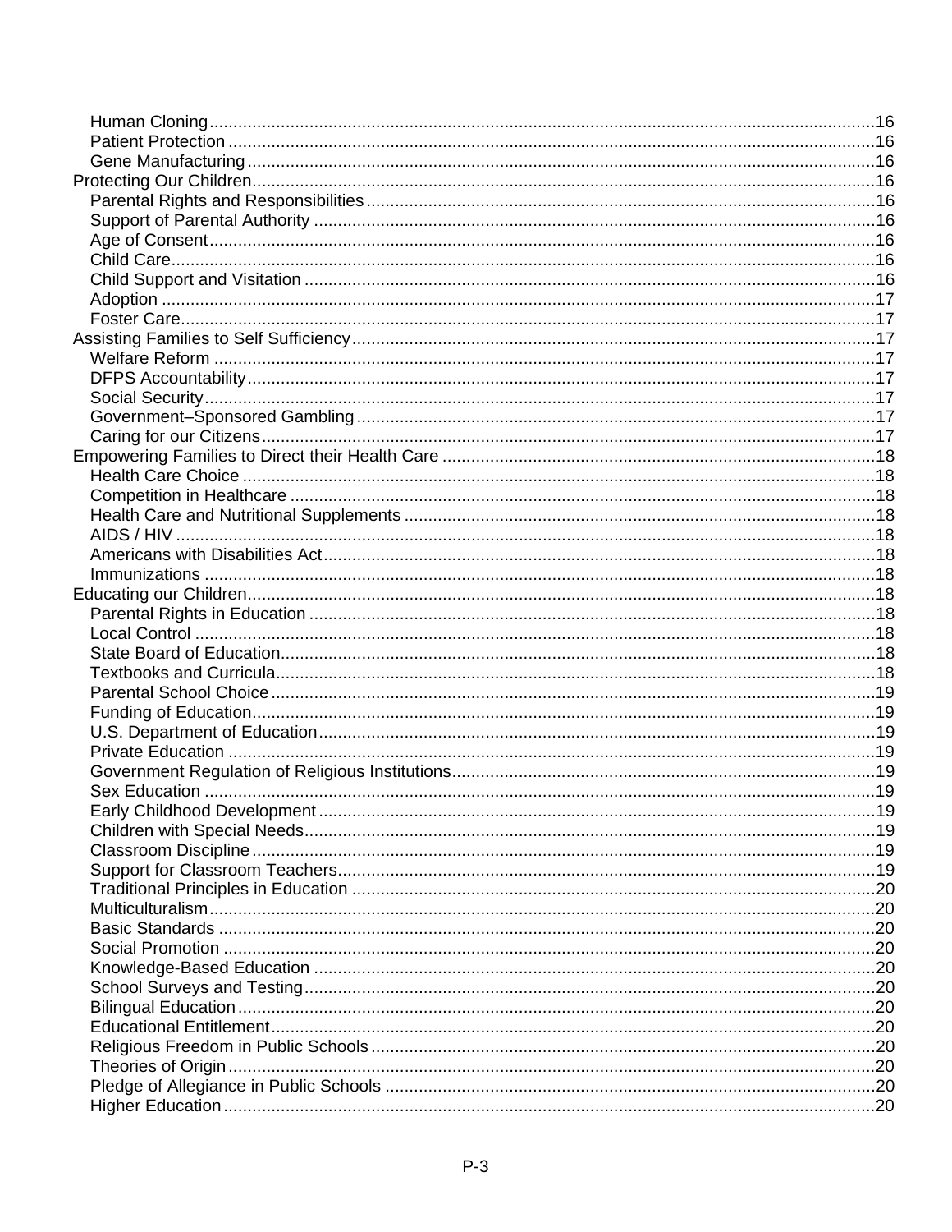- Human Cloning ........................................................................................................................... 16
- Patient Protection ....................................................................................................................... 16
- Gene Manufacturing ................................................................................................................... 16

Protecting Our Children .................................................................................................................. 16

- Parental Rights and Responsibilities .......................................................................................... 16
- Support of Parental Authority ..................................................................................................... 16
- Age of Consent ........................................................................................................................... 16
- Child Care ................................................................................................................................... 16
- Child Support and Visitation ....................................................................................................... 16
- Adoption ..................................................................................................................................... 17
- Foster Care ................................................................................................................................. 17

Assisting Families to Self Sufficiency ............................................................................................. 17

- Welfare Reform .......................................................................................................................... 17
- DFPS Accountability ................................................................................................................... 17
- Social Security ............................................................................................................................ 17
- Government–Sponsored Gambling ............................................................................................ 17
- Caring for our Citizens ................................................................................................................ 17

Empowering Families to Direct their Health Care .......................................................................... 18

- Health Care Choice .................................................................................................................... 18
- Competition in Healthcare .......................................................................................................... 18
- Health Care and Nutritional Supplements .................................................................................. 18
- AIDS / HIV .................................................................................................................................. 18
- Americans with Disabilities Act ................................................................................................... 18
- Immunizations ............................................................................................................................ 18

Educating our Children ................................................................................................................... 18

- Parental Rights in Education ...................................................................................................... 18
- Local Control .............................................................................................................................. 18
- State Board of Education ............................................................................................................ 18
- Textbooks and Curricula ............................................................................................................. 18
- Parental School Choice .............................................................................................................. 19
- Funding of Education .................................................................................................................. 19
- U.S. Department of Education .................................................................................................... 19
- Private Education ....................................................................................................................... 19
- Government Regulation of Religious Institutions ........................................................................ 19
- Sex Education ............................................................................................................................ 19
- Early Childhood Development .................................................................................................... 19
- Children with Special Needs ....................................................................................................... 19
- Classroom Discipline .................................................................................................................. 19
- Support for Classroom Teachers ................................................................................................ 19
- Traditional Principles in Education ............................................................................................. 20
- Multiculturalism .......................................................................................................................... 20
- Basic Standards ......................................................................................................................... 20
- Social Promotion ........................................................................................................................ 20
- Knowledge-Based Education ..................................................................................................... 20
- School Surveys and Testing ....................................................................................................... 20
- Bilingual Education ..................................................................................................................... 20
- Educational Entitlement .............................................................................................................. 20
- Religious Freedom in Public Schools ......................................................................................... 20
- Theories of Origin ....................................................................................................................... 20
- Pledge of Allegiance in Public Schools ...................................................................................... 20
- Higher Education ........................................................................................................................ 20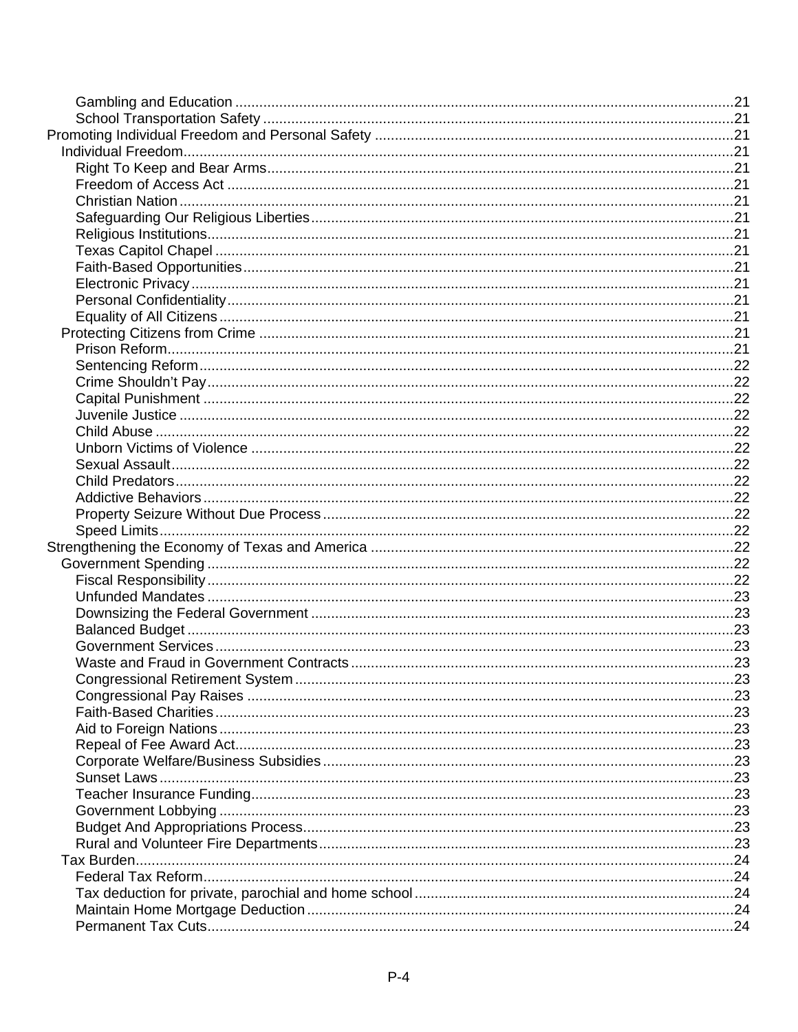- Gambling and Education ........ 21
- School Transportation Safety ........ 21

Promoting Individual Freedom and Personal Safety ........ 21

- Individual Freedom ........ 21
  - Right To Keep and Bear Arms ........ 21
  - Freedom of Access Act ........ 21
  - Christian Nation ........ 21
  - Safeguarding Our Religious Liberties ........ 21
  - Religious Institutions ........ 21
  - Texas Capitol Chapel ........ 21
  - Faith-Based Opportunities ........ 21
  - Electronic Privacy ........ 21
  - Personal Confidentiality ........ 21
  - Equality of All Citizens ........ 21
- Protecting Citizens from Crime ........ 21
  - Prison Reform ........ 21
  - Sentencing Reform ........ 22
  - Crime Shouldn't Pay ........ 22
  - Capital Punishment ........ 22
  - Juvenile Justice ........ 22
  - Child Abuse ........ 22
  - Unborn Victims of Violence ........ 22
  - Sexual Assault ........ 22
  - Child Predators ........ 22
  - Addictive Behaviors ........ 22
  - Property Seizure Without Due Process ........ 22
  - Speed Limits ........ 22

Strengthening the Economy of Texas and America ........ 22

- Government Spending ........ 22
  - Fiscal Responsibility ........ 22
  - Unfunded Mandates ........ 23
  - Downsizing the Federal Government ........ 23
  - Balanced Budget ........ 23
  - Government Services ........ 23
  - Waste and Fraud in Government Contracts ........ 23
  - Congressional Retirement System ........ 23
  - Congressional Pay Raises ........ 23
  - Faith-Based Charities ........ 23
  - Aid to Foreign Nations ........ 23
  - Repeal of Fee Award Act ........ 23
  - Corporate Welfare/Business Subsidies ........ 23
  - Sunset Laws ........ 23
  - Teacher Insurance Funding ........ 23
  - Government Lobbying ........ 23
  - Budget And Appropriations Process ........ 23
  - Rural and Volunteer Fire Departments ........ 23
- Tax Burden ........ 24
  - Federal Tax Reform ........ 24
  - Tax deduction for private, parochial and home school ........ 24
  - Maintain Home Mortgage Deduction ........ 24
  - Permanent Tax Cuts ........ 24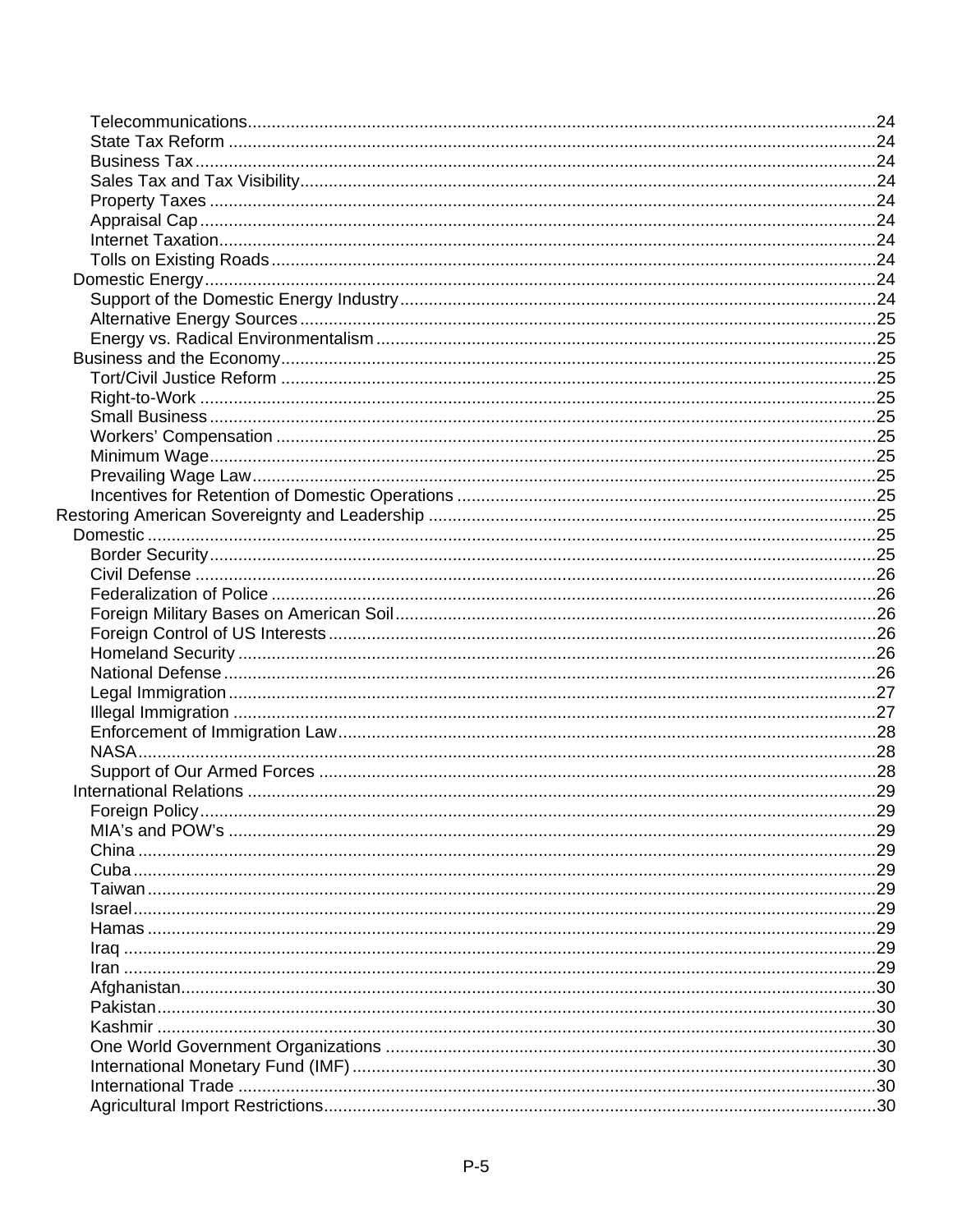- Telecommunications....24
- State Tax Reform....24
- Business Tax....24
- Sales Tax and Tax Visibility....24
- Property Taxes....24
- Appraisal Cap....24
- Internet Taxation....24
- Tolls on Existing Roads....24

Domestic Energy....24

- Support of the Domestic Energy Industry....24
- Alternative Energy Sources....25
- Energy vs. Radical Environmentalism....25

Business and the Economy....25

- Tort/Civil Justice Reform....25
- Right-to-Work....25
- Small Business....25
- Workers' Compensation....25
- Minimum Wage....25
- Prevailing Wage Law....25
- Incentives for Retention of Domestic Operations....25

Restoring American Sovereignty and Leadership....25

Domestic....25

- Border Security....25
- Civil Defense....26
- Federalization of Police....26
- Foreign Military Bases on American Soil....26
- Foreign Control of US Interests....26
- Homeland Security....26
- National Defense....26
- Legal Immigration....27
- Illegal Immigration....27
- Enforcement of Immigration Law....28
- NASA....28
- Support of Our Armed Forces....28

International Relations....29

- Foreign Policy....29
- MIA's and POW's....29
- China....29
- Cuba....29
- Taiwan....29
- Israel....29
- Hamas....29
- Iraq....29
- Iran....29
- Afghanistan....30
- Pakistan....30
- Kashmir....30
- One World Government Organizations....30
- International Monetary Fund (IMF)....30
- International Trade....30
- Agricultural Import Restrictions....30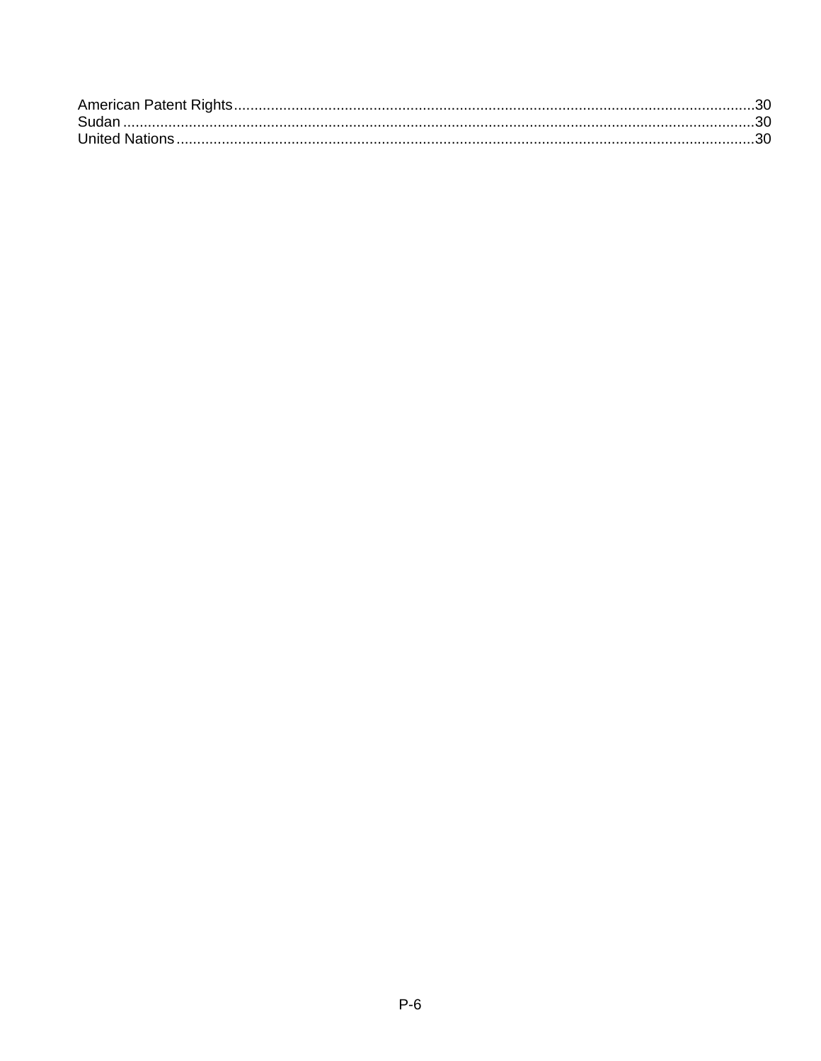American Patent Rights....................................................................................................................................30
Sudan..................................................................................................................................................30
United Nations.....................................................................................................................................30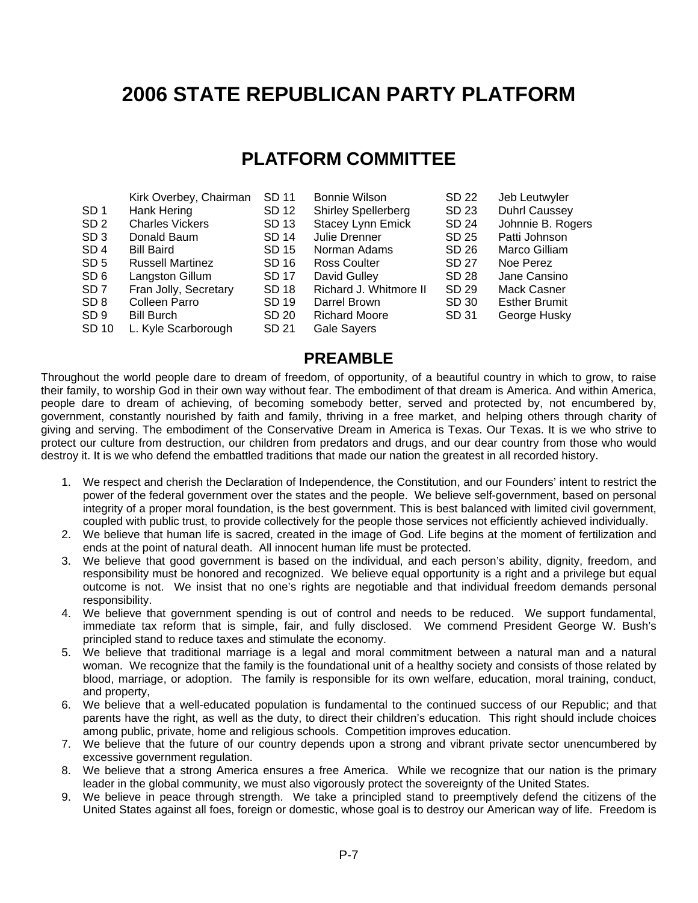# 2006 STATE REPUBLICAN PARTY PLATFORM

## PLATFORM COMMITTEE

| | | | | | |
|---|---|---|---|---|---|
| | Kirk Overbey, Chairman | SD 11 | Bonnie Wilson | SD 22 | Jeb Leutwyler |
| SD 1 | Hank Hering | SD 12 | Shirley Spellerberg | SD 23 | Duhrl Caussey |
| SD 2 | Charles Vickers | SD 13 | Stacey Lynn Emick | SD 24 | Johnnie B. Rogers |
| SD 3 | Donald Baum | SD 14 | Julie Drenner | SD 25 | Patti Johnson |
| SD 4 | Bill Baird | SD 15 | Norman Adams | SD 26 | Marco Gilliam |
| SD 5 | Russell Martinez | SD 16 | Ross Coulter | SD 27 | Noe Perez |
| SD 6 | Langston Gillum | SD 17 | David Gulley | SD 28 | Jane Cansino |
| SD 7 | Fran Jolly, Secretary | SD 18 | Richard J. Whitmore II | SD 29 | Mack Casner |
| SD 8 | Colleen Parro | SD 19 | Darrel Brown | SD 30 | Esther Brumit |
| SD 9 | Bill Burch | SD 20 | Richard Moore | SD 31 | George Husky |
| SD 10 | L. Kyle Scarborough | SD 21 | Gale Sayers | | |

## PREAMBLE

Throughout the world people dare to dream of freedom, of opportunity, of a beautiful country in which to grow, to raise their family, to worship God in their own way without fear. The embodiment of that dream is America. And within America, people dare to dream of achieving, of becoming somebody better, served and protected by, not encumbered by, government, constantly nourished by faith and family, thriving in a free market, and helping others through charity of giving and serving. The embodiment of the Conservative Dream in America is Texas. Our Texas. It is we who strive to protect our culture from destruction, our children from predators and drugs, and our dear country from those who would destroy it. It is we who defend the embattled traditions that made our nation the greatest in all recorded history.

1. We respect and cherish the Declaration of Independence, the Constitution, and our Founders' intent to restrict the power of the federal government over the states and the people. We believe self-government, based on personal integrity of a proper moral foundation, is the best government. This is best balanced with limited civil government, coupled with public trust, to provide collectively for the people those services not efficiently achieved individually.
2. We believe that human life is sacred, created in the image of God. Life begins at the moment of fertilization and ends at the point of natural death. All innocent human life must be protected.
3. We believe that good government is based on the individual, and each person's ability, dignity, freedom, and responsibility must be honored and recognized. We believe equal opportunity is a right and a privilege but equal outcome is not. We insist that no one's rights are negotiable and that individual freedom demands personal responsibility.
4. We believe that government spending is out of control and needs to be reduced. We support fundamental, immediate tax reform that is simple, fair, and fully disclosed. We commend President George W. Bush's principled stand to reduce taxes and stimulate the economy.
5. We believe that traditional marriage is a legal and moral commitment between a natural man and a natural woman. We recognize that the family is the foundational unit of a healthy society and consists of those related by blood, marriage, or adoption. The family is responsible for its own welfare, education, moral training, conduct, and property,
6. We believe that a well-educated population is fundamental to the continued success of our Republic; and that parents have the right, as well as the duty, to direct their children's education. This right should include choices among public, private, home and religious schools. Competition improves education.
7. We believe that the future of our country depends upon a strong and vibrant private sector unencumbered by excessive government regulation.
8. We believe that a strong America ensures a free America. While we recognize that our nation is the primary leader in the global community, we must also vigorously protect the sovereignty of the United States.
9. We believe in peace through strength. We take a principled stand to preemptively defend the citizens of the United States against all foes, foreign or domestic, whose goal is to destroy our American way of life. Freedom is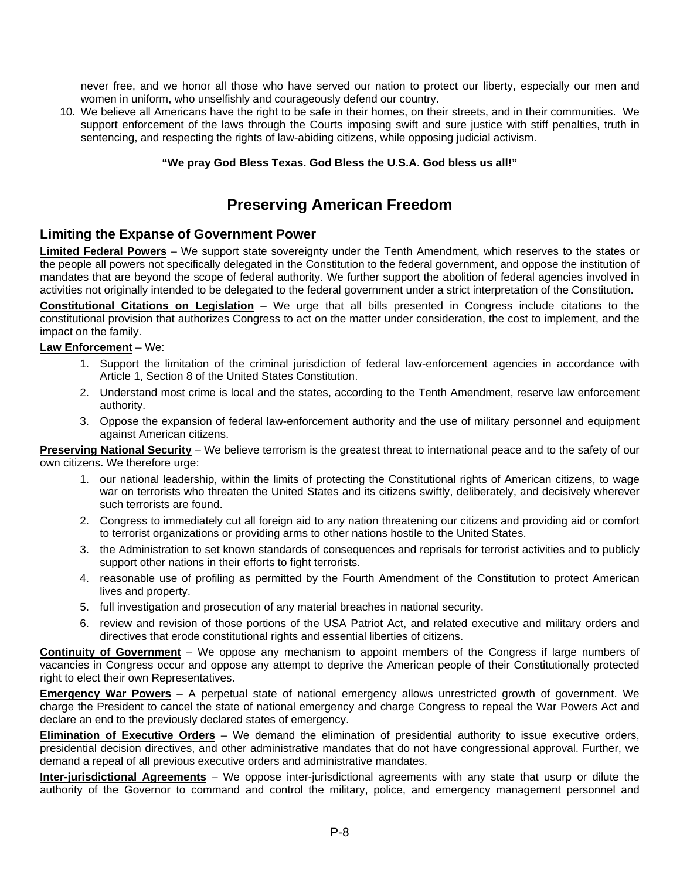never free, and we honor all those who have served our nation to protect our liberty, especially our men and women in uniform, who unselfishly and courageously defend our country.

10. We believe all Americans have the right to be safe in their homes, on their streets, and in their communities. We support enforcement of the laws through the Courts imposing swift and sure justice with stiff penalties, truth in sentencing, and respecting the rights of law-abiding citizens, while opposing judicial activism.

**"We pray God Bless Texas. God Bless the U.S.A. God bless us all!"**

# Preserving American Freedom

## Limiting the Expanse of Government Power

**Limited Federal Powers** – We support state sovereignty under the Tenth Amendment, which reserves to the states or the people all powers not specifically delegated in the Constitution to the federal government, and oppose the institution of mandates that are beyond the scope of federal authority. We further support the abolition of federal agencies involved in activities not originally intended to be delegated to the federal government under a strict interpretation of the Constitution.

**Constitutional Citations on Legislation** – We urge that all bills presented in Congress include citations to the constitutional provision that authorizes Congress to act on the matter under consideration, the cost to implement, and the impact on the family.

**Law Enforcement** – We:

1. Support the limitation of the criminal jurisdiction of federal law-enforcement agencies in accordance with Article 1, Section 8 of the United States Constitution.
2. Understand most crime is local and the states, according to the Tenth Amendment, reserve law enforcement authority.
3. Oppose the expansion of federal law-enforcement authority and the use of military personnel and equipment against American citizens.

**Preserving National Security** – We believe terrorism is the greatest threat to international peace and to the safety of our own citizens. We therefore urge:

1. our national leadership, within the limits of protecting the Constitutional rights of American citizens, to wage war on terrorists who threaten the United States and its citizens swiftly, deliberately, and decisively wherever such terrorists are found.
2. Congress to immediately cut all foreign aid to any nation threatening our citizens and providing aid or comfort to terrorist organizations or providing arms to other nations hostile to the United States.
3. the Administration to set known standards of consequences and reprisals for terrorist activities and to publicly support other nations in their efforts to fight terrorists.
4. reasonable use of profiling as permitted by the Fourth Amendment of the Constitution to protect American lives and property.
5. full investigation and prosecution of any material breaches in national security.
6. review and revision of those portions of the USA Patriot Act, and related executive and military orders and directives that erode constitutional rights and essential liberties of citizens.

**Continuity of Government** – We oppose any mechanism to appoint members of the Congress if large numbers of vacancies in Congress occur and oppose any attempt to deprive the American people of their Constitutionally protected right to elect their own Representatives.

**Emergency War Powers** – A perpetual state of national emergency allows unrestricted growth of government. We charge the President to cancel the state of national emergency and charge Congress to repeal the War Powers Act and declare an end to the previously declared states of emergency.

**Elimination of Executive Orders** – We demand the elimination of presidential authority to issue executive orders, presidential decision directives, and other administrative mandates that do not have congressional approval. Further, we demand a repeal of all previous executive orders and administrative mandates.

**Inter-jurisdictional Agreements** – We oppose inter-jurisdictional agreements with any state that usurp or dilute the authority of the Governor to command and control the military, police, and emergency management personnel and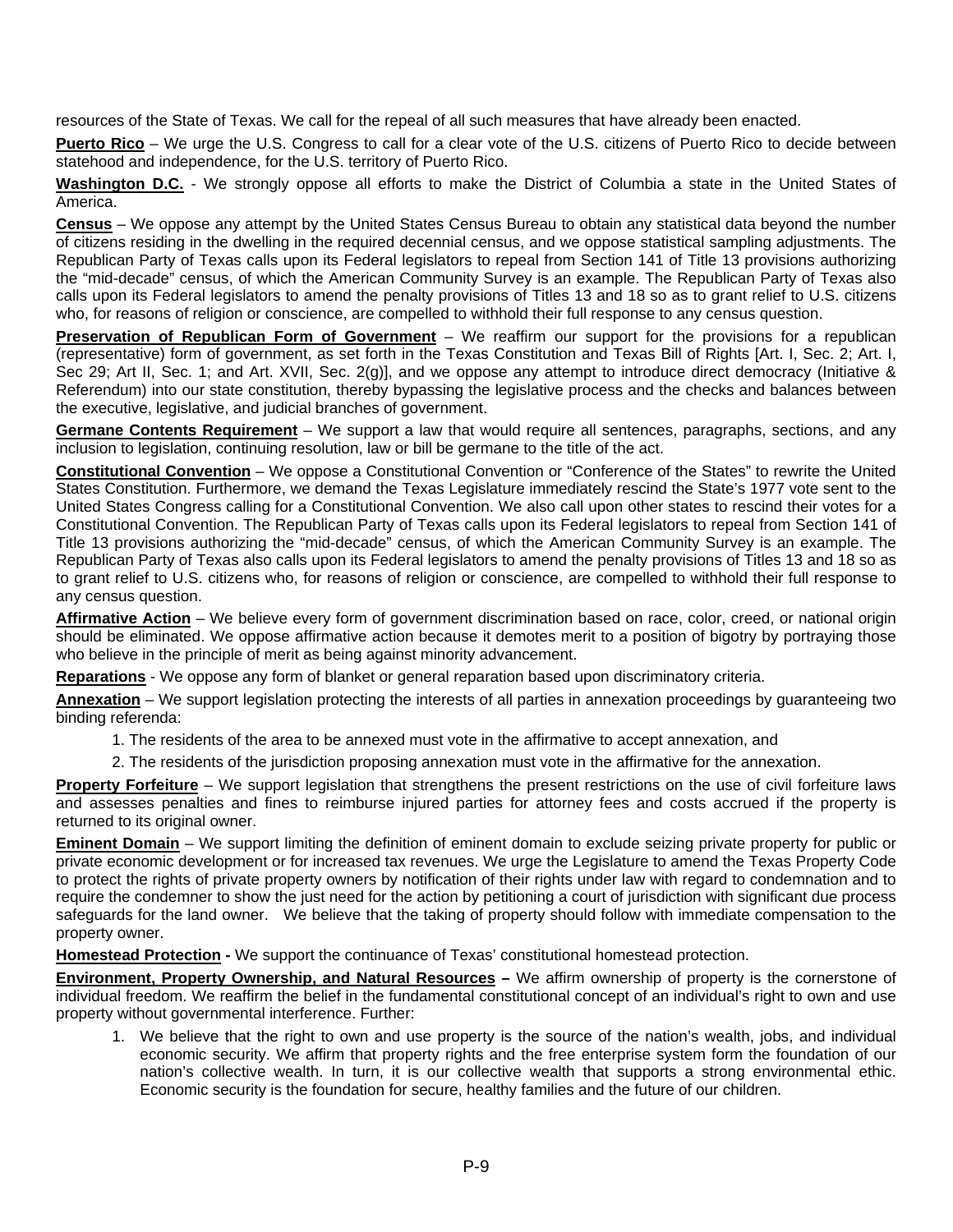resources of the State of Texas. We call for the repeal of all such measures that have already been enacted.

**Puerto Rico** – We urge the U.S. Congress to call for a clear vote of the U.S. citizens of Puerto Rico to decide between statehood and independence, for the U.S. territory of Puerto Rico.

**Washington D.C.** - We strongly oppose all efforts to make the District of Columbia a state in the United States of America.

**Census** – We oppose any attempt by the United States Census Bureau to obtain any statistical data beyond the number of citizens residing in the dwelling in the required decennial census, and we oppose statistical sampling adjustments. The Republican Party of Texas calls upon its Federal legislators to repeal from Section 141 of Title 13 provisions authorizing the "mid-decade" census, of which the American Community Survey is an example. The Republican Party of Texas also calls upon its Federal legislators to amend the penalty provisions of Titles 13 and 18 so as to grant relief to U.S. citizens who, for reasons of religion or conscience, are compelled to withhold their full response to any census question.

**Preservation of Republican Form of Government** – We reaffirm our support for the provisions for a republican (representative) form of government, as set forth in the Texas Constitution and Texas Bill of Rights [Art. I, Sec. 2; Art. I, Sec 29; Art II, Sec. 1; and Art. XVII, Sec. 2(g)], and we oppose any attempt to introduce direct democracy (Initiative & Referendum) into our state constitution, thereby bypassing the legislative process and the checks and balances between the executive, legislative, and judicial branches of government.

**Germane Contents Requirement** – We support a law that would require all sentences, paragraphs, sections, and any inclusion to legislation, continuing resolution, law or bill be germane to the title of the act.

**Constitutional Convention** – We oppose a Constitutional Convention or "Conference of the States" to rewrite the United States Constitution. Furthermore, we demand the Texas Legislature immediately rescind the State's 1977 vote sent to the United States Congress calling for a Constitutional Convention. We also call upon other states to rescind their votes for a Constitutional Convention. The Republican Party of Texas calls upon its Federal legislators to repeal from Section 141 of Title 13 provisions authorizing the "mid-decade" census, of which the American Community Survey is an example. The Republican Party of Texas also calls upon its Federal legislators to amend the penalty provisions of Titles 13 and 18 so as to grant relief to U.S. citizens who, for reasons of religion or conscience, are compelled to withhold their full response to any census question.

**Affirmative Action** – We believe every form of government discrimination based on race, color, creed, or national origin should be eliminated. We oppose affirmative action because it demotes merit to a position of bigotry by portraying those who believe in the principle of merit as being against minority advancement.

**Reparations** - We oppose any form of blanket or general reparation based upon discriminatory criteria.

**Annexation** – We support legislation protecting the interests of all parties in annexation proceedings by guaranteeing two binding referenda:

1. The residents of the area to be annexed must vote in the affirmative to accept annexation, and
2. The residents of the jurisdiction proposing annexation must vote in the affirmative for the annexation.

**Property Forfeiture** – We support legislation that strengthens the present restrictions on the use of civil forfeiture laws and assesses penalties and fines to reimburse injured parties for attorney fees and costs accrued if the property is returned to its original owner.

**Eminent Domain** – We support limiting the definition of eminent domain to exclude seizing private property for public or private economic development or for increased tax revenues. We urge the Legislature to amend the Texas Property Code to protect the rights of private property owners by notification of their rights under law with regard to condemnation and to require the condemner to show the just need for the action by petitioning a court of jurisdiction with significant due process safeguards for the land owner. We believe that the taking of property should follow with immediate compensation to the property owner.

**Homestead Protection -** We support the continuance of Texas' constitutional homestead protection.

**Environment, Property Ownership, and Natural Resources –** We affirm ownership of property is the cornerstone of individual freedom. We reaffirm the belief in the fundamental constitutional concept of an individual's right to own and use property without governmental interference. Further:

1. We believe that the right to own and use property is the source of the nation's wealth, jobs, and individual economic security. We affirm that property rights and the free enterprise system form the foundation of our nation's collective wealth. In turn, it is our collective wealth that supports a strong environmental ethic. Economic security is the foundation for secure, healthy families and the future of our children.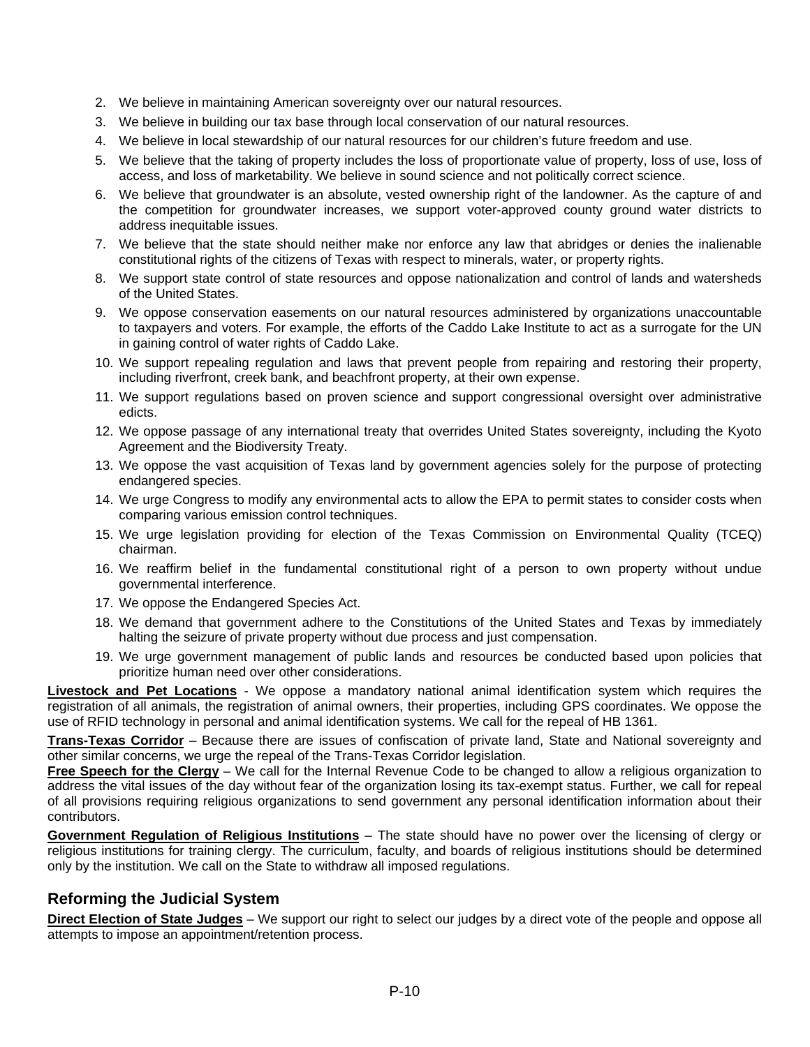2. We believe in maintaining American sovereignty over our natural resources.
3. We believe in building our tax base through local conservation of our natural resources.
4. We believe in local stewardship of our natural resources for our children's future freedom and use.
5. We believe that the taking of property includes the loss of proportionate value of property, loss of use, loss of access, and loss of marketability. We believe in sound science and not politically correct science.
6. We believe that groundwater is an absolute, vested ownership right of the landowner. As the capture of and the competition for groundwater increases, we support voter-approved county ground water districts to address inequitable issues.
7. We believe that the state should neither make nor enforce any law that abridges or denies the inalienable constitutional rights of the citizens of Texas with respect to minerals, water, or property rights.
8. We support state control of state resources and oppose nationalization and control of lands and watersheds of the United States.
9. We oppose conservation easements on our natural resources administered by organizations unaccountable to taxpayers and voters. For example, the efforts of the Caddo Lake Institute to act as a surrogate for the UN in gaining control of water rights of Caddo Lake.
10. We support repealing regulation and laws that prevent people from repairing and restoring their property, including riverfront, creek bank, and beachfront property, at their own expense.
11. We support regulations based on proven science and support congressional oversight over administrative edicts.
12. We oppose passage of any international treaty that overrides United States sovereignty, including the Kyoto Agreement and the Biodiversity Treaty.
13. We oppose the vast acquisition of Texas land by government agencies solely for the purpose of protecting endangered species.
14. We urge Congress to modify any environmental acts to allow the EPA to permit states to consider costs when comparing various emission control techniques.
15. We urge legislation providing for election of the Texas Commission on Environmental Quality (TCEQ) chairman.
16. We reaffirm belief in the fundamental constitutional right of a person to own property without undue governmental interference.
17. We oppose the Endangered Species Act.
18. We demand that government adhere to the Constitutions of the United States and Texas by immediately halting the seizure of private property without due process and just compensation.
19. We urge government management of public lands and resources be conducted based upon policies that prioritize human need over other considerations.

**Livestock and Pet Locations** - We oppose a mandatory national animal identification system which requires the registration of all animals, the registration of animal owners, their properties, including GPS coordinates. We oppose the use of RFID technology in personal and animal identification systems. We call for the repeal of HB 1361.

**Trans-Texas Corridor** – Because there are issues of confiscation of private land, State and National sovereignty and other similar concerns, we urge the repeal of the Trans-Texas Corridor legislation.

**Free Speech for the Clergy** – We call for the Internal Revenue Code to be changed to allow a religious organization to address the vital issues of the day without fear of the organization losing its tax-exempt status. Further, we call for repeal of all provisions requiring religious organizations to send government any personal identification information about their contributors.

**Government Regulation of Religious Institutions** – The state should have no power over the licensing of clergy or religious institutions for training clergy. The curriculum, faculty, and boards of religious institutions should be determined only by the institution. We call on the State to withdraw all imposed regulations.

## Reforming the Judicial System

**Direct Election of State Judges** – We support our right to select our judges by a direct vote of the people and oppose all attempts to impose an appointment/retention process.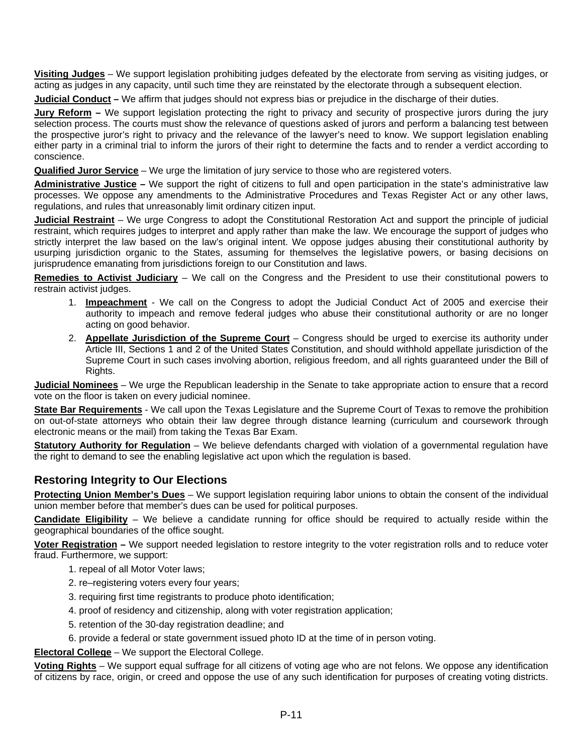**Visiting Judges** – We support legislation prohibiting judges defeated by the electorate from serving as visiting judges, or acting as judges in any capacity, until such time they are reinstated by the electorate through a subsequent election.

**Judicial Conduct –** We affirm that judges should not express bias or prejudice in the discharge of their duties.

**Jury Reform –** We support legislation protecting the right to privacy and security of prospective jurors during the jury selection process. The courts must show the relevance of questions asked of jurors and perform a balancing test between the prospective juror's right to privacy and the relevance of the lawyer's need to know. We support legislation enabling either party in a criminal trial to inform the jurors of their right to determine the facts and to render a verdict according to conscience.

**Qualified Juror Service** – We urge the limitation of jury service to those who are registered voters.

**Administrative Justice –** We support the right of citizens to full and open participation in the state's administrative law processes. We oppose any amendments to the Administrative Procedures and Texas Register Act or any other laws, regulations, and rules that unreasonably limit ordinary citizen input.

**Judicial Restraint** – We urge Congress to adopt the Constitutional Restoration Act and support the principle of judicial restraint, which requires judges to interpret and apply rather than make the law. We encourage the support of judges who strictly interpret the law based on the law's original intent. We oppose judges abusing their constitutional authority by usurping jurisdiction organic to the States, assuming for themselves the legislative powers, or basing decisions on jurisprudence emanating from jurisdictions foreign to our Constitution and laws.

**Remedies to Activist Judiciary** – We call on the Congress and the President to use their constitutional powers to restrain activist judges.

1. **Impeachment** - We call on the Congress to adopt the Judicial Conduct Act of 2005 and exercise their authority to impeach and remove federal judges who abuse their constitutional authority or are no longer acting on good behavior.
2. **Appellate Jurisdiction of the Supreme Court** – Congress should be urged to exercise its authority under Article III, Sections 1 and 2 of the United States Constitution, and should withhold appellate jurisdiction of the Supreme Court in such cases involving abortion, religious freedom, and all rights guaranteed under the Bill of Rights.

**Judicial Nominees** – We urge the Republican leadership in the Senate to take appropriate action to ensure that a record vote on the floor is taken on every judicial nominee.

**State Bar Requirements** - We call upon the Texas Legislature and the Supreme Court of Texas to remove the prohibition on out-of-state attorneys who obtain their law degree through distance learning (curriculum and coursework through electronic means or the mail) from taking the Texas Bar Exam.

**Statutory Authority for Regulation** – We believe defendants charged with violation of a governmental regulation have the right to demand to see the enabling legislative act upon which the regulation is based.

## Restoring Integrity to Our Elections

**Protecting Union Member's Dues** – We support legislation requiring labor unions to obtain the consent of the individual union member before that member's dues can be used for political purposes.

**Candidate Eligibility** – We believe a candidate running for office should be required to actually reside within the geographical boundaries of the office sought.

**Voter Registration –** We support needed legislation to restore integrity to the voter registration rolls and to reduce voter fraud. Furthermore, we support:

1. repeal of all Motor Voter laws;
2. re–registering voters every four years;
3. requiring first time registrants to produce photo identification;
4. proof of residency and citizenship, along with voter registration application;
5. retention of the 30-day registration deadline; and
6. provide a federal or state government issued photo ID at the time of in person voting.

**Electoral College** – We support the Electoral College.

**Voting Rights** – We support equal suffrage for all citizens of voting age who are not felons. We oppose any identification of citizens by race, origin, or creed and oppose the use of any such identification for purposes of creating voting districts.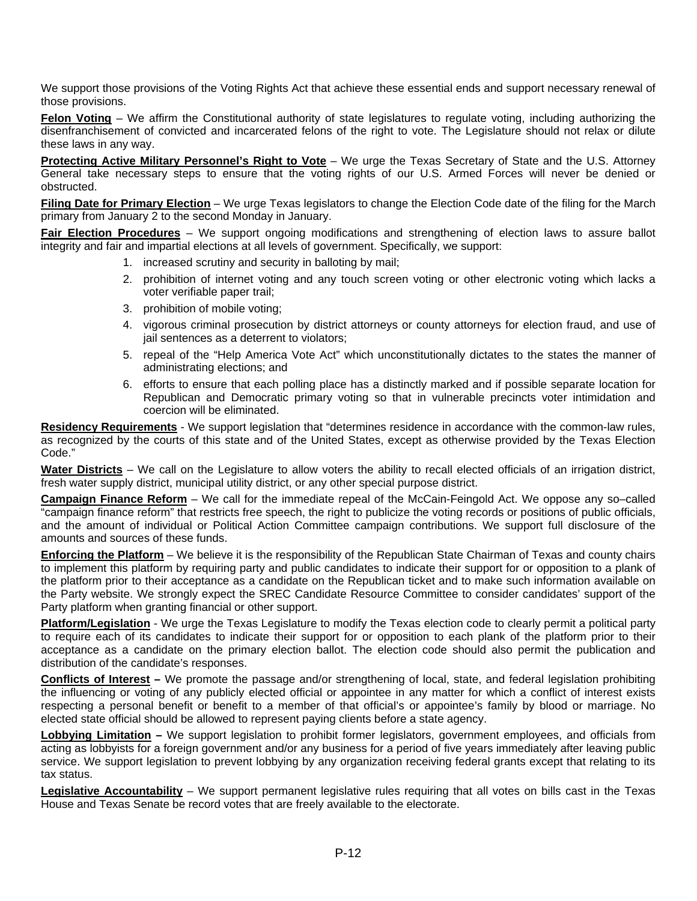We support those provisions of the Voting Rights Act that achieve these essential ends and support necessary renewal of those provisions.

**Felon Voting** – We affirm the Constitutional authority of state legislatures to regulate voting, including authorizing the disenfranchisement of convicted and incarcerated felons of the right to vote. The Legislature should not relax or dilute these laws in any way.

**Protecting Active Military Personnel's Right to Vote** – We urge the Texas Secretary of State and the U.S. Attorney General take necessary steps to ensure that the voting rights of our U.S. Armed Forces will never be denied or obstructed.

**Filing Date for Primary Election** – We urge Texas legislators to change the Election Code date of the filing for the March primary from January 2 to the second Monday in January.

**Fair Election Procedures** – We support ongoing modifications and strengthening of election laws to assure ballot integrity and fair and impartial elections at all levels of government. Specifically, we support:

1. increased scrutiny and security in balloting by mail;
2. prohibition of internet voting and any touch screen voting or other electronic voting which lacks a voter verifiable paper trail;
3. prohibition of mobile voting;
4. vigorous criminal prosecution by district attorneys or county attorneys for election fraud, and use of jail sentences as a deterrent to violators;
5. repeal of the "Help America Vote Act" which unconstitutionally dictates to the states the manner of administrating elections; and
6. efforts to ensure that each polling place has a distinctly marked and if possible separate location for Republican and Democratic primary voting so that in vulnerable precincts voter intimidation and coercion will be eliminated.

**Residency Requirements** - We support legislation that "determines residence in accordance with the common-law rules, as recognized by the courts of this state and of the United States, except as otherwise provided by the Texas Election Code."

**Water Districts** – We call on the Legislature to allow voters the ability to recall elected officials of an irrigation district, fresh water supply district, municipal utility district, or any other special purpose district.

**Campaign Finance Reform** – We call for the immediate repeal of the McCain-Feingold Act. We oppose any so–called "campaign finance reform" that restricts free speech, the right to publicize the voting records or positions of public officials, and the amount of individual or Political Action Committee campaign contributions. We support full disclosure of the amounts and sources of these funds.

**Enforcing the Platform** – We believe it is the responsibility of the Republican State Chairman of Texas and county chairs to implement this platform by requiring party and public candidates to indicate their support for or opposition to a plank of the platform prior to their acceptance as a candidate on the Republican ticket and to make such information available on the Party website. We strongly expect the SREC Candidate Resource Committee to consider candidates' support of the Party platform when granting financial or other support.

**Platform/Legislation** - We urge the Texas Legislature to modify the Texas election code to clearly permit a political party to require each of its candidates to indicate their support for or opposition to each plank of the platform prior to their acceptance as a candidate on the primary election ballot. The election code should also permit the publication and distribution of the candidate's responses.

**Conflicts of Interest –** We promote the passage and/or strengthening of local, state, and federal legislation prohibiting the influencing or voting of any publicly elected official or appointee in any matter for which a conflict of interest exists respecting a personal benefit or benefit to a member of that official's or appointee's family by blood or marriage. No elected state official should be allowed to represent paying clients before a state agency.

**Lobbying Limitation –** We support legislation to prohibit former legislators, government employees, and officials from acting as lobbyists for a foreign government and/or any business for a period of five years immediately after leaving public service. We support legislation to prevent lobbying by any organization receiving federal grants except that relating to its tax status.

**Legislative Accountability** – We support permanent legislative rules requiring that all votes on bills cast in the Texas House and Texas Senate be record votes that are freely available to the electorate.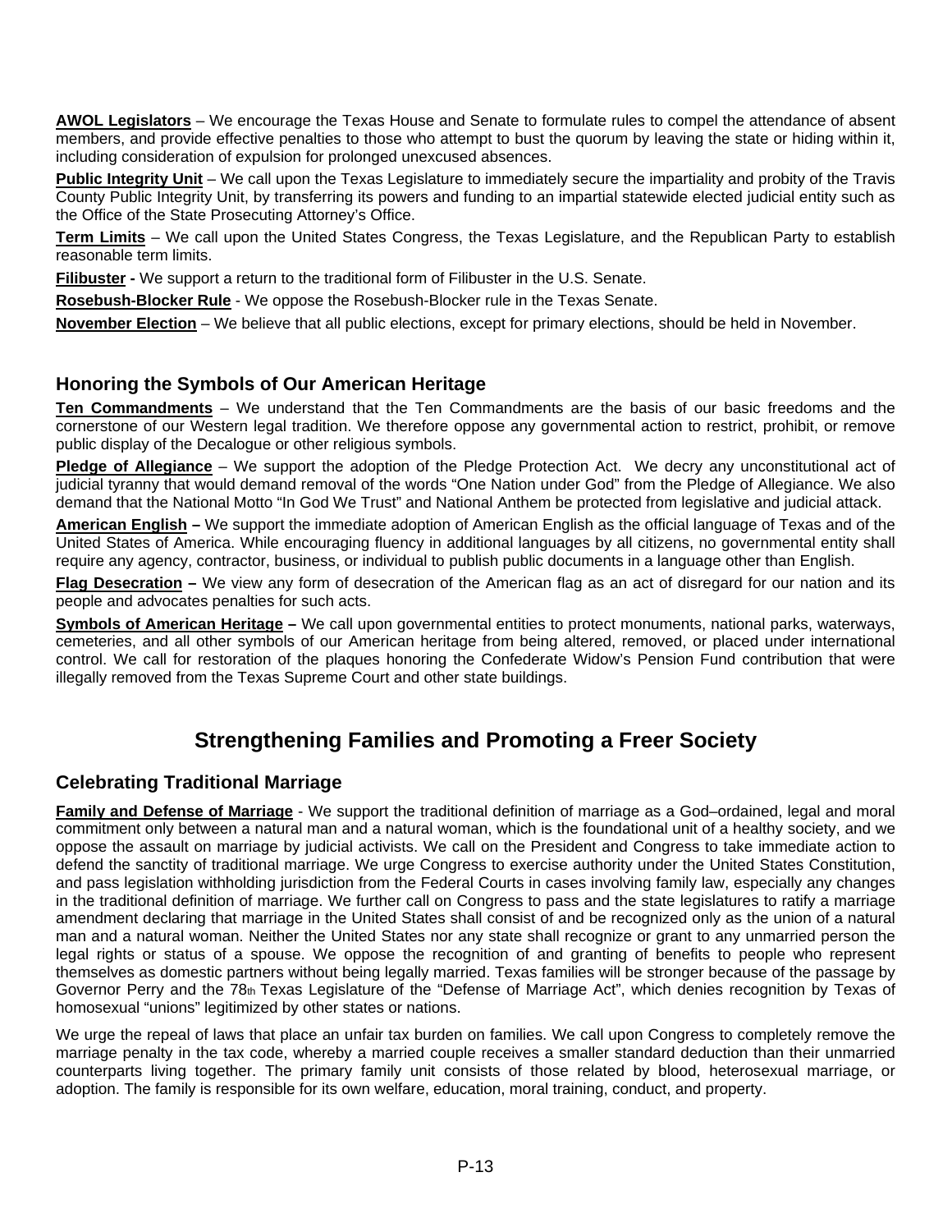**AWOL Legislators** – We encourage the Texas House and Senate to formulate rules to compel the attendance of absent members, and provide effective penalties to those who attempt to bust the quorum by leaving the state or hiding within it, including consideration of expulsion for prolonged unexcused absences.

**Public Integrity Unit** – We call upon the Texas Legislature to immediately secure the impartiality and probity of the Travis County Public Integrity Unit, by transferring its powers and funding to an impartial statewide elected judicial entity such as the Office of the State Prosecuting Attorney's Office.

**Term Limits** – We call upon the United States Congress, the Texas Legislature, and the Republican Party to establish reasonable term limits.

**Filibuster -** We support a return to the traditional form of Filibuster in the U.S. Senate.

**Rosebush-Blocker Rule** - We oppose the Rosebush-Blocker rule in the Texas Senate.

**November Election** – We believe that all public elections, except for primary elections, should be held in November.

### Honoring the Symbols of Our American Heritage

**Ten Commandments** – We understand that the Ten Commandments are the basis of our basic freedoms and the cornerstone of our Western legal tradition. We therefore oppose any governmental action to restrict, prohibit, or remove public display of the Decalogue or other religious symbols.

**Pledge of Allegiance** – We support the adoption of the Pledge Protection Act. We decry any unconstitutional act of judicial tyranny that would demand removal of the words "One Nation under God" from the Pledge of Allegiance. We also demand that the National Motto "In God We Trust" and National Anthem be protected from legislative and judicial attack.

**American English –** We support the immediate adoption of American English as the official language of Texas and of the United States of America. While encouraging fluency in additional languages by all citizens, no governmental entity shall require any agency, contractor, business, or individual to publish public documents in a language other than English.

**Flag Desecration –** We view any form of desecration of the American flag as an act of disregard for our nation and its people and advocates penalties for such acts.

**Symbols of American Heritage –** We call upon governmental entities to protect monuments, national parks, waterways, cemeteries, and all other symbols of our American heritage from being altered, removed, or placed under international control. We call for restoration of the plaques honoring the Confederate Widow's Pension Fund contribution that were illegally removed from the Texas Supreme Court and other state buildings.

## Strengthening Families and Promoting a Freer Society

### Celebrating Traditional Marriage

**Family and Defense of Marriage** - We support the traditional definition of marriage as a God–ordained, legal and moral commitment only between a natural man and a natural woman, which is the foundational unit of a healthy society, and we oppose the assault on marriage by judicial activists. We call on the President and Congress to take immediate action to defend the sanctity of traditional marriage. We urge Congress to exercise authority under the United States Constitution, and pass legislation withholding jurisdiction from the Federal Courts in cases involving family law, especially any changes in the traditional definition of marriage. We further call on Congress to pass and the state legislatures to ratify a marriage amendment declaring that marriage in the United States shall consist of and be recognized only as the union of a natural man and a natural woman. Neither the United States nor any state shall recognize or grant to any unmarried person the legal rights or status of a spouse. We oppose the recognition of and granting of benefits to people who represent themselves as domestic partners without being legally married. Texas families will be stronger because of the passage by Governor Perry and the 78th Texas Legislature of the "Defense of Marriage Act", which denies recognition by Texas of homosexual "unions" legitimized by other states or nations.

We urge the repeal of laws that place an unfair tax burden on families. We call upon Congress to completely remove the marriage penalty in the tax code, whereby a married couple receives a smaller standard deduction than their unmarried counterparts living together. The primary family unit consists of those related by blood, heterosexual marriage, or adoption. The family is responsible for its own welfare, education, moral training, conduct, and property.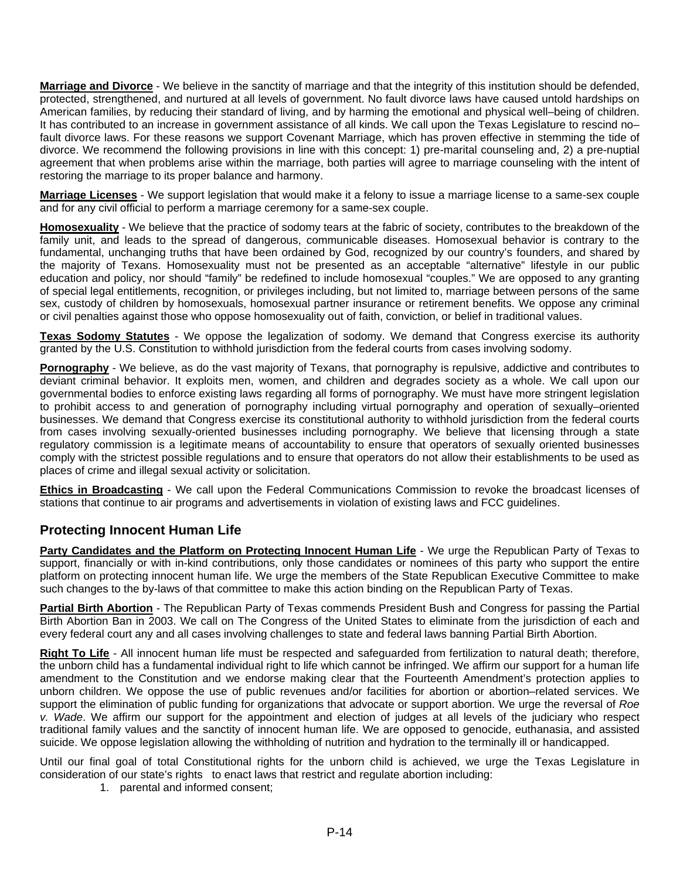**Marriage and Divorce** - We believe in the sanctity of marriage and that the integrity of this institution should be defended, protected, strengthened, and nurtured at all levels of government. No fault divorce laws have caused untold hardships on American families, by reducing their standard of living, and by harming the emotional and physical well–being of children. It has contributed to an increase in government assistance of all kinds. We call upon the Texas Legislature to rescind no–fault divorce laws. For these reasons we support Covenant Marriage, which has proven effective in stemming the tide of divorce. We recommend the following provisions in line with this concept: 1) pre-marital counseling and, 2) a pre-nuptial agreement that when problems arise within the marriage, both parties will agree to marriage counseling with the intent of restoring the marriage to its proper balance and harmony.

**Marriage Licenses** - We support legislation that would make it a felony to issue a marriage license to a same-sex couple and for any civil official to perform a marriage ceremony for a same-sex couple.

**Homosexuality** - We believe that the practice of sodomy tears at the fabric of society, contributes to the breakdown of the family unit, and leads to the spread of dangerous, communicable diseases. Homosexual behavior is contrary to the fundamental, unchanging truths that have been ordained by God, recognized by our country's founders, and shared by the majority of Texans. Homosexuality must not be presented as an acceptable "alternative" lifestyle in our public education and policy, nor should "family" be redefined to include homosexual "couples." We are opposed to any granting of special legal entitlements, recognition, or privileges including, but not limited to, marriage between persons of the same sex, custody of children by homosexuals, homosexual partner insurance or retirement benefits. We oppose any criminal or civil penalties against those who oppose homosexuality out of faith, conviction, or belief in traditional values.

**Texas Sodomy Statutes** - We oppose the legalization of sodomy. We demand that Congress exercise its authority granted by the U.S. Constitution to withhold jurisdiction from the federal courts from cases involving sodomy.

**Pornography** - We believe, as do the vast majority of Texans, that pornography is repulsive, addictive and contributes to deviant criminal behavior. It exploits men, women, and children and degrades society as a whole. We call upon our governmental bodies to enforce existing laws regarding all forms of pornography. We must have more stringent legislation to prohibit access to and generation of pornography including virtual pornography and operation of sexually–oriented businesses. We demand that Congress exercise its constitutional authority to withhold jurisdiction from the federal courts from cases involving sexually-oriented businesses including pornography. We believe that licensing through a state regulatory commission is a legitimate means of accountability to ensure that operators of sexually oriented businesses comply with the strictest possible regulations and to ensure that operators do not allow their establishments to be used as places of crime and illegal sexual activity or solicitation.

**Ethics in Broadcasting** - We call upon the Federal Communications Commission to revoke the broadcast licenses of stations that continue to air programs and advertisements in violation of existing laws and FCC guidelines.

## Protecting Innocent Human Life

**Party Candidates and the Platform on Protecting Innocent Human Life** - We urge the Republican Party of Texas to support, financially or with in-kind contributions, only those candidates or nominees of this party who support the entire platform on protecting innocent human life. We urge the members of the State Republican Executive Committee to make such changes to the by-laws of that committee to make this action binding on the Republican Party of Texas.

**Partial Birth Abortion** - The Republican Party of Texas commends President Bush and Congress for passing the Partial Birth Abortion Ban in 2003. We call on The Congress of the United States to eliminate from the jurisdiction of each and every federal court any and all cases involving challenges to state and federal laws banning Partial Birth Abortion.

**Right To Life** - All innocent human life must be respected and safeguarded from fertilization to natural death; therefore, the unborn child has a fundamental individual right to life which cannot be infringed. We affirm our support for a human life amendment to the Constitution and we endorse making clear that the Fourteenth Amendment's protection applies to unborn children. We oppose the use of public revenues and/or facilities for abortion or abortion–related services. We support the elimination of public funding for organizations that advocate or support abortion. We urge the reversal of *Roe v. Wade*. We affirm our support for the appointment and election of judges at all levels of the judiciary who respect traditional family values and the sanctity of innocent human life. We are opposed to genocide, euthanasia, and assisted suicide. We oppose legislation allowing the withholding of nutrition and hydration to the terminally ill or handicapped.

Until our final goal of total Constitutional rights for the unborn child is achieved, we urge the Texas Legislature in consideration of our state's rights to enact laws that restrict and regulate abortion including:

1. parental and informed consent;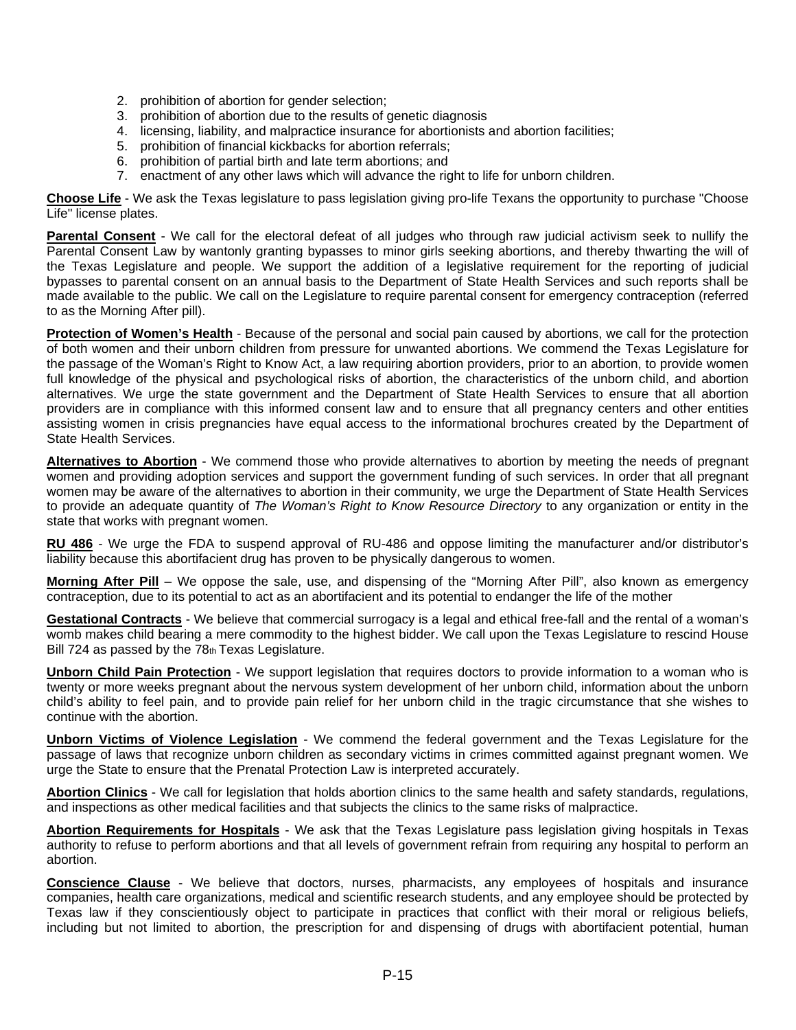2. prohibition of abortion for gender selection;
3. prohibition of abortion due to the results of genetic diagnosis
4. licensing, liability, and malpractice insurance for abortionists and abortion facilities;
5. prohibition of financial kickbacks for abortion referrals;
6. prohibition of partial birth and late term abortions; and
7. enactment of any other laws which will advance the right to life for unborn children.

**Choose Life** - We ask the Texas legislature to pass legislation giving pro-life Texans the opportunity to purchase "Choose Life" license plates.

**Parental Consent** - We call for the electoral defeat of all judges who through raw judicial activism seek to nullify the Parental Consent Law by wantonly granting bypasses to minor girls seeking abortions, and thereby thwarting the will of the Texas Legislature and people. We support the addition of a legislative requirement for the reporting of judicial bypasses to parental consent on an annual basis to the Department of State Health Services and such reports shall be made available to the public. We call on the Legislature to require parental consent for emergency contraception (referred to as the Morning After pill).

**Protection of Women's Health** - Because of the personal and social pain caused by abortions, we call for the protection of both women and their unborn children from pressure for unwanted abortions. We commend the Texas Legislature for the passage of the Woman's Right to Know Act, a law requiring abortion providers, prior to an abortion, to provide women full knowledge of the physical and psychological risks of abortion, the characteristics of the unborn child, and abortion alternatives. We urge the state government and the Department of State Health Services to ensure that all abortion providers are in compliance with this informed consent law and to ensure that all pregnancy centers and other entities assisting women in crisis pregnancies have equal access to the informational brochures created by the Department of State Health Services.

**Alternatives to Abortion** - We commend those who provide alternatives to abortion by meeting the needs of pregnant women and providing adoption services and support the government funding of such services. In order that all pregnant women may be aware of the alternatives to abortion in their community, we urge the Department of State Health Services to provide an adequate quantity of *The Woman's Right to Know Resource Directory* to any organization or entity in the state that works with pregnant women.

**RU 486** - We urge the FDA to suspend approval of RU-486 and oppose limiting the manufacturer and/or distributor's liability because this abortifacient drug has proven to be physically dangerous to women.

**Morning After Pill** – We oppose the sale, use, and dispensing of the "Morning After Pill", also known as emergency contraception, due to its potential to act as an abortifacient and its potential to endanger the life of the mother

**Gestational Contracts** - We believe that commercial surrogacy is a legal and ethical free-fall and the rental of a woman's womb makes child bearing a mere commodity to the highest bidder. We call upon the Texas Legislature to rescind House Bill 724 as passed by the 78th Texas Legislature.

**Unborn Child Pain Protection** - We support legislation that requires doctors to provide information to a woman who is twenty or more weeks pregnant about the nervous system development of her unborn child, information about the unborn child's ability to feel pain, and to provide pain relief for her unborn child in the tragic circumstance that she wishes to continue with the abortion.

**Unborn Victims of Violence Legislation** - We commend the federal government and the Texas Legislature for the passage of laws that recognize unborn children as secondary victims in crimes committed against pregnant women. We urge the State to ensure that the Prenatal Protection Law is interpreted accurately.

**Abortion Clinics** - We call for legislation that holds abortion clinics to the same health and safety standards, regulations, and inspections as other medical facilities and that subjects the clinics to the same risks of malpractice.

**Abortion Requirements for Hospitals** - We ask that the Texas Legislature pass legislation giving hospitals in Texas authority to refuse to perform abortions and that all levels of government refrain from requiring any hospital to perform an abortion.

**Conscience Clause** - We believe that doctors, nurses, pharmacists, any employees of hospitals and insurance companies, health care organizations, medical and scientific research students, and any employee should be protected by Texas law if they conscientiously object to participate in practices that conflict with their moral or religious beliefs, including but not limited to abortion, the prescription for and dispensing of drugs with abortifacient potential, human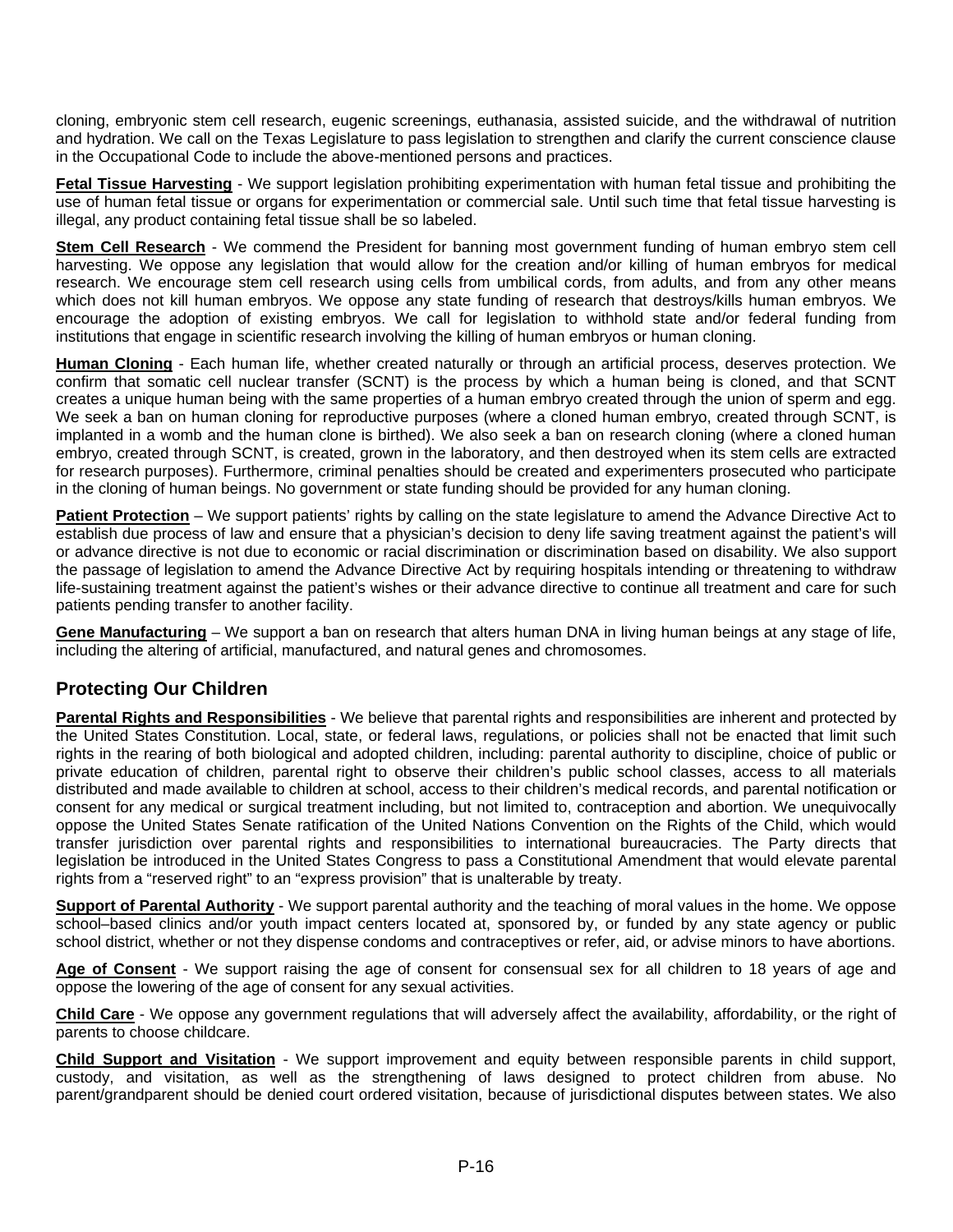cloning, embryonic stem cell research, eugenic screenings, euthanasia, assisted suicide, and the withdrawal of nutrition and hydration. We call on the Texas Legislature to pass legislation to strengthen and clarify the current conscience clause in the Occupational Code to include the above-mentioned persons and practices.

**Fetal Tissue Harvesting** - We support legislation prohibiting experimentation with human fetal tissue and prohibiting the use of human fetal tissue or organs for experimentation or commercial sale. Until such time that fetal tissue harvesting is illegal, any product containing fetal tissue shall be so labeled.

**Stem Cell Research** - We commend the President for banning most government funding of human embryo stem cell harvesting. We oppose any legislation that would allow for the creation and/or killing of human embryos for medical research. We encourage stem cell research using cells from umbilical cords, from adults, and from any other means which does not kill human embryos. We oppose any state funding of research that destroys/kills human embryos. We encourage the adoption of existing embryos. We call for legislation to withhold state and/or federal funding from institutions that engage in scientific research involving the killing of human embryos or human cloning.

**Human Cloning** - Each human life, whether created naturally or through an artificial process, deserves protection. We confirm that somatic cell nuclear transfer (SCNT) is the process by which a human being is cloned, and that SCNT creates a unique human being with the same properties of a human embryo created through the union of sperm and egg. We seek a ban on human cloning for reproductive purposes (where a cloned human embryo, created through SCNT, is implanted in a womb and the human clone is birthed). We also seek a ban on research cloning (where a cloned human embryo, created through SCNT, is created, grown in the laboratory, and then destroyed when its stem cells are extracted for research purposes). Furthermore, criminal penalties should be created and experimenters prosecuted who participate in the cloning of human beings. No government or state funding should be provided for any human cloning.

**Patient Protection** – We support patients' rights by calling on the state legislature to amend the Advance Directive Act to establish due process of law and ensure that a physician's decision to deny life saving treatment against the patient's will or advance directive is not due to economic or racial discrimination or discrimination based on disability. We also support the passage of legislation to amend the Advance Directive Act by requiring hospitals intending or threatening to withdraw life-sustaining treatment against the patient's wishes or their advance directive to continue all treatment and care for such patients pending transfer to another facility.

**Gene Manufacturing** – We support a ban on research that alters human DNA in living human beings at any stage of life, including the altering of artificial, manufactured, and natural genes and chromosomes.

## Protecting Our Children

**Parental Rights and Responsibilities** - We believe that parental rights and responsibilities are inherent and protected by the United States Constitution. Local, state, or federal laws, regulations, or policies shall not be enacted that limit such rights in the rearing of both biological and adopted children, including: parental authority to discipline, choice of public or private education of children, parental right to observe their children's public school classes, access to all materials distributed and made available to children at school, access to their children's medical records, and parental notification or consent for any medical or surgical treatment including, but not limited to, contraception and abortion. We unequivocally oppose the United States Senate ratification of the United Nations Convention on the Rights of the Child, which would transfer jurisdiction over parental rights and responsibilities to international bureaucracies. The Party directs that legislation be introduced in the United States Congress to pass a Constitutional Amendment that would elevate parental rights from a "reserved right" to an "express provision" that is unalterable by treaty.

**Support of Parental Authority** - We support parental authority and the teaching of moral values in the home. We oppose school–based clinics and/or youth impact centers located at, sponsored by, or funded by any state agency or public school district, whether or not they dispense condoms and contraceptives or refer, aid, or advise minors to have abortions.

**Age of Consent** - We support raising the age of consent for consensual sex for all children to 18 years of age and oppose the lowering of the age of consent for any sexual activities.

**Child Care** - We oppose any government regulations that will adversely affect the availability, affordability, or the right of parents to choose childcare.

**Child Support and Visitation** - We support improvement and equity between responsible parents in child support, custody, and visitation, as well as the strengthening of laws designed to protect children from abuse. No parent/grandparent should be denied court ordered visitation, because of jurisdictional disputes between states. We also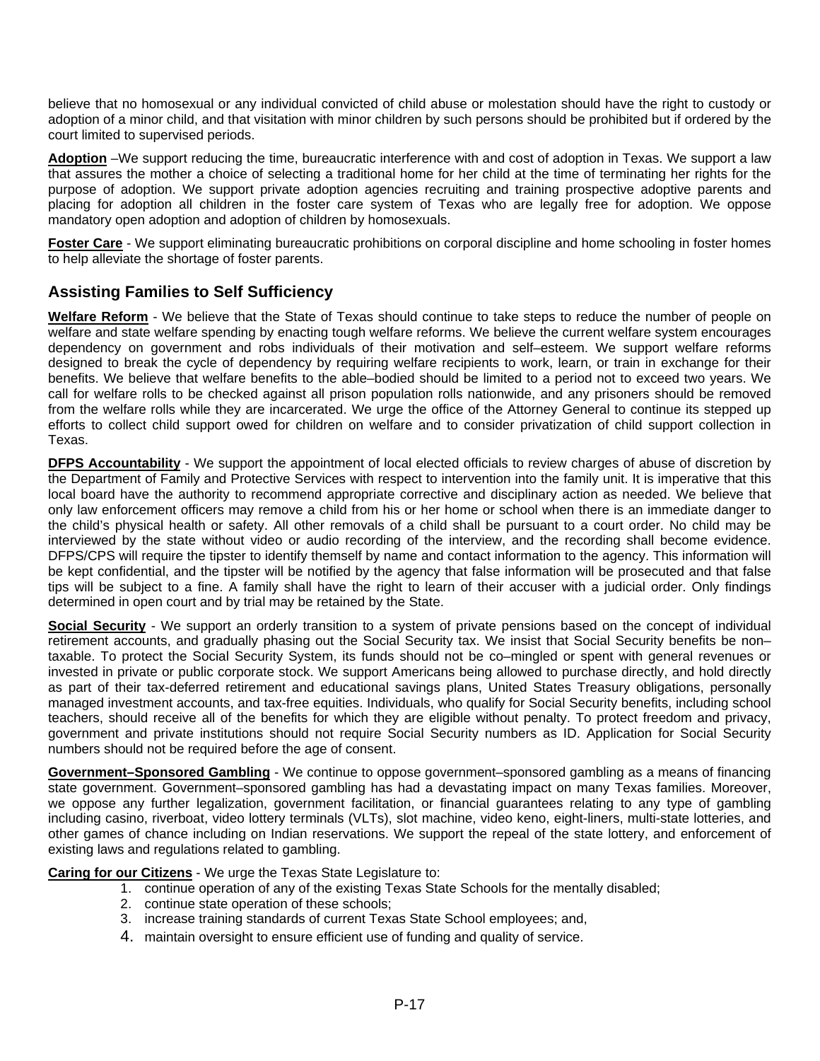believe that no homosexual or any individual convicted of child abuse or molestation should have the right to custody or adoption of a minor child, and that visitation with minor children by such persons should be prohibited but if ordered by the court limited to supervised periods.

**Adoption** –We support reducing the time, bureaucratic interference with and cost of adoption in Texas. We support a law that assures the mother a choice of selecting a traditional home for her child at the time of terminating her rights for the purpose of adoption. We support private adoption agencies recruiting and training prospective adoptive parents and placing for adoption all children in the foster care system of Texas who are legally free for adoption. We oppose mandatory open adoption and adoption of children by homosexuals.

**Foster Care** - We support eliminating bureaucratic prohibitions on corporal discipline and home schooling in foster homes to help alleviate the shortage of foster parents.

## Assisting Families to Self Sufficiency

**Welfare Reform** - We believe that the State of Texas should continue to take steps to reduce the number of people on welfare and state welfare spending by enacting tough welfare reforms. We believe the current welfare system encourages dependency on government and robs individuals of their motivation and self–esteem. We support welfare reforms designed to break the cycle of dependency by requiring welfare recipients to work, learn, or train in exchange for their benefits. We believe that welfare benefits to the able–bodied should be limited to a period not to exceed two years. We call for welfare rolls to be checked against all prison population rolls nationwide, and any prisoners should be removed from the welfare rolls while they are incarcerated. We urge the office of the Attorney General to continue its stepped up efforts to collect child support owed for children on welfare and to consider privatization of child support collection in Texas.

**DFPS Accountability** - We support the appointment of local elected officials to review charges of abuse of discretion by the Department of Family and Protective Services with respect to intervention into the family unit. It is imperative that this local board have the authority to recommend appropriate corrective and disciplinary action as needed. We believe that only law enforcement officers may remove a child from his or her home or school when there is an immediate danger to the child's physical health or safety. All other removals of a child shall be pursuant to a court order. No child may be interviewed by the state without video or audio recording of the interview, and the recording shall become evidence. DFPS/CPS will require the tipster to identify themself by name and contact information to the agency. This information will be kept confidential, and the tipster will be notified by the agency that false information will be prosecuted and that false tips will be subject to a fine. A family shall have the right to learn of their accuser with a judicial order. Only findings determined in open court and by trial may be retained by the State.

**Social Security** - We support an orderly transition to a system of private pensions based on the concept of individual retirement accounts, and gradually phasing out the Social Security tax. We insist that Social Security benefits be non–taxable. To protect the Social Security System, its funds should not be co–mingled or spent with general revenues or invested in private or public corporate stock. We support Americans being allowed to purchase directly, and hold directly as part of their tax-deferred retirement and educational savings plans, United States Treasury obligations, personally managed investment accounts, and tax-free equities. Individuals, who qualify for Social Security benefits, including school teachers, should receive all of the benefits for which they are eligible without penalty. To protect freedom and privacy, government and private institutions should not require Social Security numbers as ID. Application for Social Security numbers should not be required before the age of consent.

**Government–Sponsored Gambling** - We continue to oppose government–sponsored gambling as a means of financing state government. Government–sponsored gambling has had a devastating impact on many Texas families. Moreover, we oppose any further legalization, government facilitation, or financial guarantees relating to any type of gambling including casino, riverboat, video lottery terminals (VLTs), slot machine, video keno, eight-liners, multi-state lotteries, and other games of chance including on Indian reservations. We support the repeal of the state lottery, and enforcement of existing laws and regulations related to gambling.

**Caring for our Citizens** - We urge the Texas State Legislature to:

1. continue operation of any of the existing Texas State Schools for the mentally disabled;
2. continue state operation of these schools;
3. increase training standards of current Texas State School employees; and,
4. maintain oversight to ensure efficient use of funding and quality of service.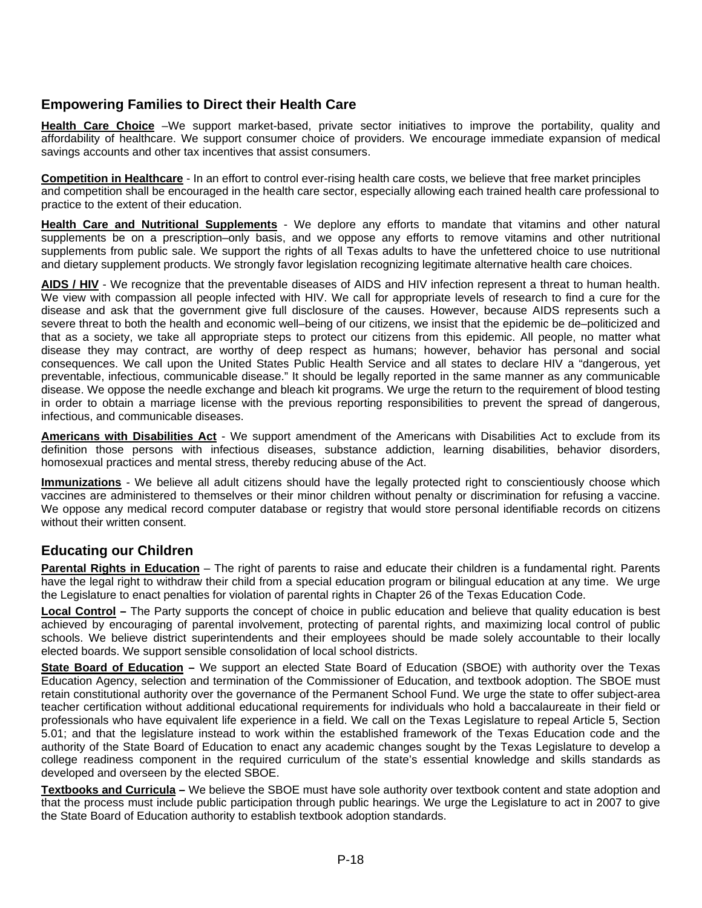## Empowering Families to Direct their Health Care

**Health Care Choice** –We support market-based, private sector initiatives to improve the portability, quality and affordability of healthcare. We support consumer choice of providers. We encourage immediate expansion of medical savings accounts and other tax incentives that assist consumers.

**Competition in Healthcare** - In an effort to control ever-rising health care costs, we believe that free market principles and competition shall be encouraged in the health care sector, especially allowing each trained health care professional to practice to the extent of their education.

**Health Care and Nutritional Supplements** - We deplore any efforts to mandate that vitamins and other natural supplements be on a prescription–only basis, and we oppose any efforts to remove vitamins and other nutritional supplements from public sale. We support the rights of all Texas adults to have the unfettered choice to use nutritional and dietary supplement products. We strongly favor legislation recognizing legitimate alternative health care choices.

**AIDS / HIV** - We recognize that the preventable diseases of AIDS and HIV infection represent a threat to human health. We view with compassion all people infected with HIV. We call for appropriate levels of research to find a cure for the disease and ask that the government give full disclosure of the causes. However, because AIDS represents such a severe threat to both the health and economic well–being of our citizens, we insist that the epidemic be de–politicized and that as a society, we take all appropriate steps to protect our citizens from this epidemic. All people, no matter what disease they may contract, are worthy of deep respect as humans; however, behavior has personal and social consequences. We call upon the United States Public Health Service and all states to declare HIV a "dangerous, yet preventable, infectious, communicable disease." It should be legally reported in the same manner as any communicable disease. We oppose the needle exchange and bleach kit programs. We urge the return to the requirement of blood testing in order to obtain a marriage license with the previous reporting responsibilities to prevent the spread of dangerous, infectious, and communicable diseases.

**Americans with Disabilities Act** - We support amendment of the Americans with Disabilities Act to exclude from its definition those persons with infectious diseases, substance addiction, learning disabilities, behavior disorders, homosexual practices and mental stress, thereby reducing abuse of the Act.

**Immunizations** - We believe all adult citizens should have the legally protected right to conscientiously choose which vaccines are administered to themselves or their minor children without penalty or discrimination for refusing a vaccine. We oppose any medical record computer database or registry that would store personal identifiable records on citizens without their written consent.

## Educating our Children

**Parental Rights in Education** – The right of parents to raise and educate their children is a fundamental right. Parents have the legal right to withdraw their child from a special education program or bilingual education at any time. We urge the Legislature to enact penalties for violation of parental rights in Chapter 26 of the Texas Education Code.

**Local Control –** The Party supports the concept of choice in public education and believe that quality education is best achieved by encouraging of parental involvement, protecting of parental rights, and maximizing local control of public schools. We believe district superintendents and their employees should be made solely accountable to their locally elected boards. We support sensible consolidation of local school districts.

**State Board of Education –** We support an elected State Board of Education (SBOE) with authority over the Texas Education Agency, selection and termination of the Commissioner of Education, and textbook adoption. The SBOE must retain constitutional authority over the governance of the Permanent School Fund. We urge the state to offer subject-area teacher certification without additional educational requirements for individuals who hold a baccalaureate in their field or professionals who have equivalent life experience in a field. We call on the Texas Legislature to repeal Article 5, Section 5.01; and that the legislature instead to work within the established framework of the Texas Education code and the authority of the State Board of Education to enact any academic changes sought by the Texas Legislature to develop a college readiness component in the required curriculum of the state's essential knowledge and skills standards as developed and overseen by the elected SBOE.

**Textbooks and Curricula –** We believe the SBOE must have sole authority over textbook content and state adoption and that the process must include public participation through public hearings. We urge the Legislature to act in 2007 to give the State Board of Education authority to establish textbook adoption standards.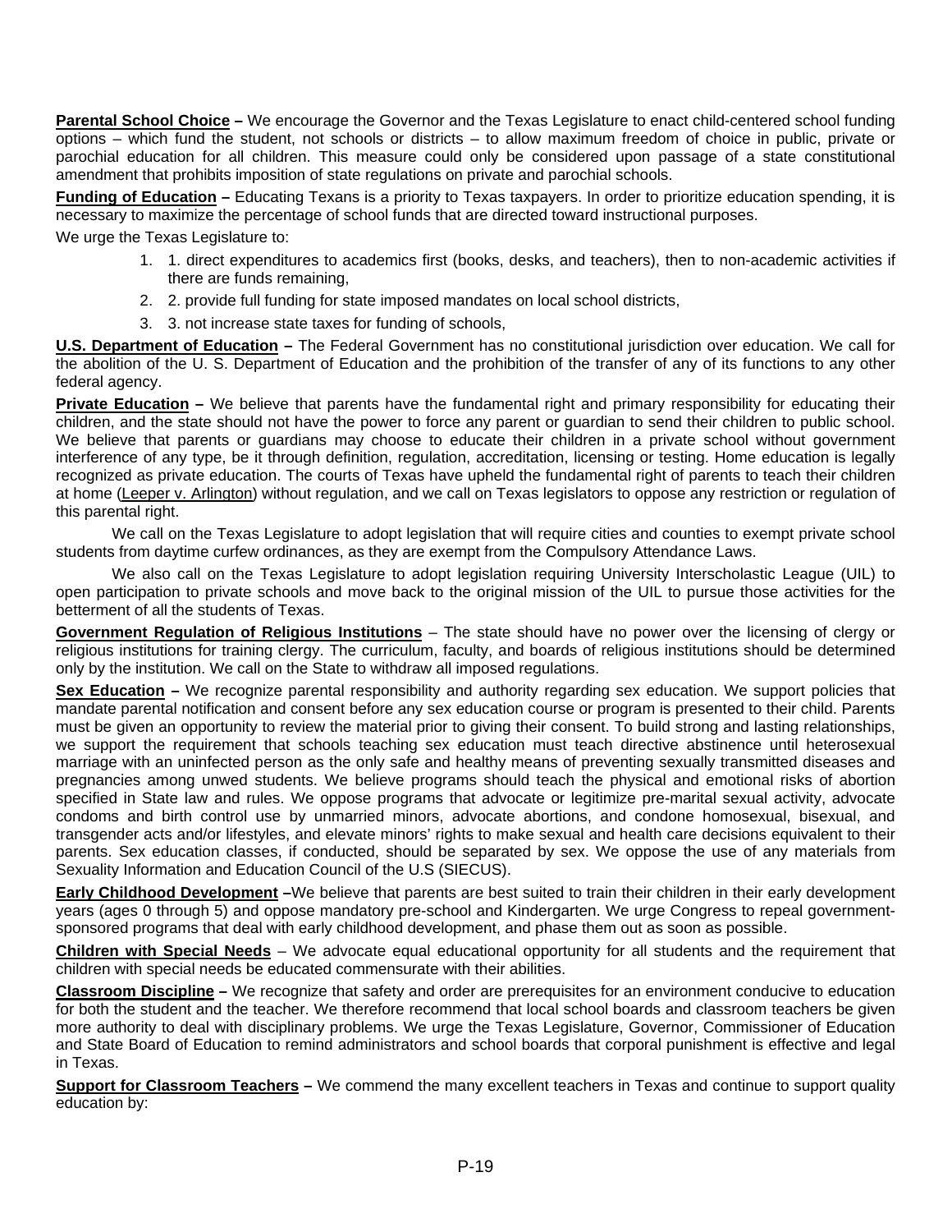**Parental School Choice –** We encourage the Governor and the Texas Legislature to enact child-centered school funding options – which fund the student, not schools or districts – to allow maximum freedom of choice in public, private or parochial education for all children. This measure could only be considered upon passage of a state constitutional amendment that prohibits imposition of state regulations on private and parochial schools.

**Funding of Education –** Educating Texans is a priority to Texas taxpayers. In order to prioritize education spending, it is necessary to maximize the percentage of school funds that are directed toward instructional purposes.

We urge the Texas Legislature to:

1. 1. direct expenditures to academics first (books, desks, and teachers), then to non-academic activities if there are funds remaining,
2. 2. provide full funding for state imposed mandates on local school districts,
3. 3. not increase state taxes for funding of schools,

**U.S. Department of Education –** The Federal Government has no constitutional jurisdiction over education. We call for the abolition of the U. S. Department of Education and the prohibition of the transfer of any of its functions to any other federal agency.

**Private Education –** We believe that parents have the fundamental right and primary responsibility for educating their children, and the state should not have the power to force any parent or guardian to send their children to public school. We believe that parents or guardians may choose to educate their children in a private school without government interference of any type, be it through definition, regulation, accreditation, licensing or testing. Home education is legally recognized as private education. The courts of Texas have upheld the fundamental right of parents to teach their children at home (Leeper v. Arlington) without regulation, and we call on Texas legislators to oppose any restriction or regulation of this parental right.

We call on the Texas Legislature to adopt legislation that will require cities and counties to exempt private school students from daytime curfew ordinances, as they are exempt from the Compulsory Attendance Laws.

We also call on the Texas Legislature to adopt legislation requiring University Interscholastic League (UIL) to open participation to private schools and move back to the original mission of the UIL to pursue those activities for the betterment of all the students of Texas.

**Government Regulation of Religious Institutions** – The state should have no power over the licensing of clergy or religious institutions for training clergy. The curriculum, faculty, and boards of religious institutions should be determined only by the institution. We call on the State to withdraw all imposed regulations.

**Sex Education –** We recognize parental responsibility and authority regarding sex education. We support policies that mandate parental notification and consent before any sex education course or program is presented to their child. Parents must be given an opportunity to review the material prior to giving their consent. To build strong and lasting relationships, we support the requirement that schools teaching sex education must teach directive abstinence until heterosexual marriage with an uninfected person as the only safe and healthy means of preventing sexually transmitted diseases and pregnancies among unwed students. We believe programs should teach the physical and emotional risks of abortion specified in State law and rules. We oppose programs that advocate or legitimize pre-marital sexual activity, advocate condoms and birth control use by unmarried minors, advocate abortions, and condone homosexual, bisexual, and transgender acts and/or lifestyles, and elevate minors' rights to make sexual and health care decisions equivalent to their parents. Sex education classes, if conducted, should be separated by sex. We oppose the use of any materials from Sexuality Information and Education Council of the U.S (SIECUS).

**Early Childhood Development –**We believe that parents are best suited to train their children in their early development years (ages 0 through 5) and oppose mandatory pre-school and Kindergarten. We urge Congress to repeal government-sponsored programs that deal with early childhood development, and phase them out as soon as possible.

**Children with Special Needs** – We advocate equal educational opportunity for all students and the requirement that children with special needs be educated commensurate with their abilities.

**Classroom Discipline –** We recognize that safety and order are prerequisites for an environment conducive to education for both the student and the teacher. We therefore recommend that local school boards and classroom teachers be given more authority to deal with disciplinary problems. We urge the Texas Legislature, Governor, Commissioner of Education and State Board of Education to remind administrators and school boards that corporal punishment is effective and legal in Texas.

**Support for Classroom Teachers –** We commend the many excellent teachers in Texas and continue to support quality education by: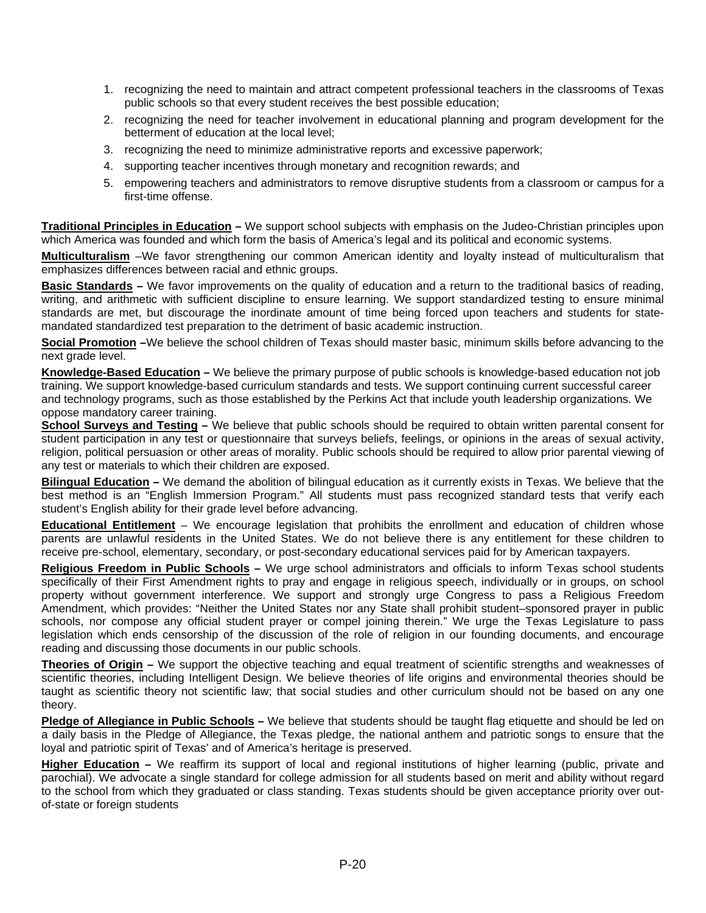1. recognizing the need to maintain and attract competent professional teachers in the classrooms of Texas public schools so that every student receives the best possible education;
2. recognizing the need for teacher involvement in educational planning and program development for the betterment of education at the local level;
3. recognizing the need to minimize administrative reports and excessive paperwork;
4. supporting teacher incentives through monetary and recognition rewards; and
5. empowering teachers and administrators to remove disruptive students from a classroom or campus for a first-time offense.

**Traditional Principles in Education –** We support school subjects with emphasis on the Judeo-Christian principles upon which America was founded and which form the basis of America's legal and its political and economic systems.

**Multiculturalism** –We favor strengthening our common American identity and loyalty instead of multiculturalism that emphasizes differences between racial and ethnic groups.

**Basic Standards –** We favor improvements on the quality of education and a return to the traditional basics of reading, writing, and arithmetic with sufficient discipline to ensure learning. We support standardized testing to ensure minimal standards are met, but discourage the inordinate amount of time being forced upon teachers and students for state-mandated standardized test preparation to the detriment of basic academic instruction.

**Social Promotion –**We believe the school children of Texas should master basic, minimum skills before advancing to the next grade level.

**Knowledge-Based Education –** We believe the primary purpose of public schools is knowledge-based education not job training. We support knowledge-based curriculum standards and tests. We support continuing current successful career and technology programs, such as those established by the Perkins Act that include youth leadership organizations. We oppose mandatory career training.

**School Surveys and Testing –** We believe that public schools should be required to obtain written parental consent for student participation in any test or questionnaire that surveys beliefs, feelings, or opinions in the areas of sexual activity, religion, political persuasion or other areas of morality. Public schools should be required to allow prior parental viewing of any test or materials to which their children are exposed.

**Bilingual Education –** We demand the abolition of bilingual education as it currently exists in Texas. We believe that the best method is an "English Immersion Program." All students must pass recognized standard tests that verify each student's English ability for their grade level before advancing.

**Educational Entitlement** – We encourage legislation that prohibits the enrollment and education of children whose parents are unlawful residents in the United States. We do not believe there is any entitlement for these children to receive pre-school, elementary, secondary, or post-secondary educational services paid for by American taxpayers.

**Religious Freedom in Public Schools –** We urge school administrators and officials to inform Texas school students specifically of their First Amendment rights to pray and engage in religious speech, individually or in groups, on school property without government interference. We support and strongly urge Congress to pass a Religious Freedom Amendment, which provides: "Neither the United States nor any State shall prohibit student–sponsored prayer in public schools, nor compose any official student prayer or compel joining therein." We urge the Texas Legislature to pass legislation which ends censorship of the discussion of the role of religion in our founding documents, and encourage reading and discussing those documents in our public schools.

**Theories of Origin –** We support the objective teaching and equal treatment of scientific strengths and weaknesses of scientific theories, including Intelligent Design. We believe theories of life origins and environmental theories should be taught as scientific theory not scientific law; that social studies and other curriculum should not be based on any one theory.

**Pledge of Allegiance in Public Schools –** We believe that students should be taught flag etiquette and should be led on a daily basis in the Pledge of Allegiance, the Texas pledge, the national anthem and patriotic songs to ensure that the loyal and patriotic spirit of Texas' and of America's heritage is preserved.

**Higher Education –** We reaffirm its support of local and regional institutions of higher learning (public, private and parochial). We advocate a single standard for college admission for all students based on merit and ability without regard to the school from which they graduated or class standing. Texas students should be given acceptance priority over out-of-state or foreign students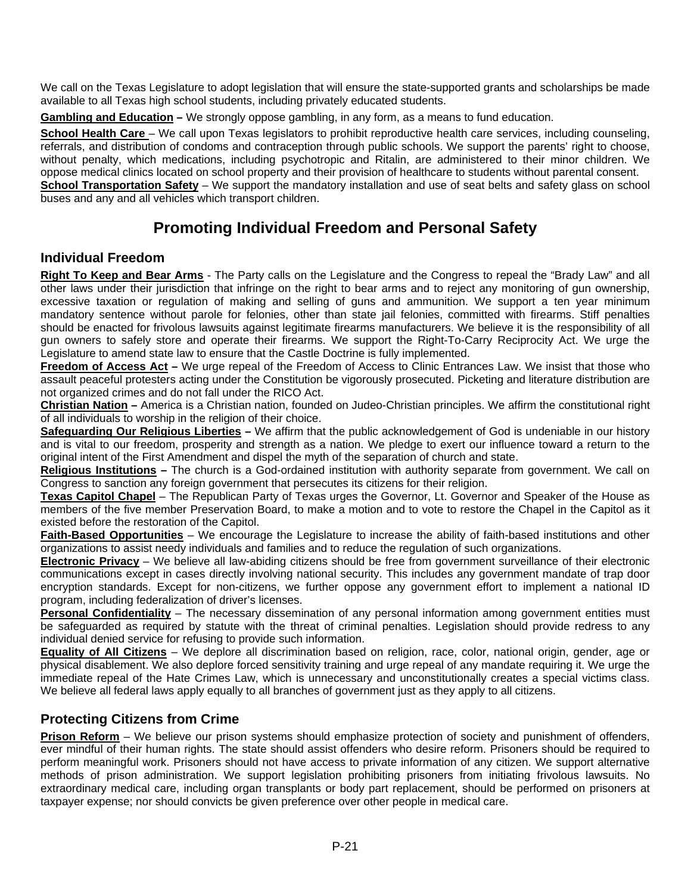We call on the Texas Legislature to adopt legislation that will ensure the state-supported grants and scholarships be made available to all Texas high school students, including privately educated students.

**Gambling and Education –** We strongly oppose gambling, in any form, as a means to fund education.

**School Health Care** – We call upon Texas legislators to prohibit reproductive health care services, including counseling, referrals, and distribution of condoms and contraception through public schools. We support the parents' right to choose, without penalty, which medications, including psychotropic and Ritalin, are administered to their minor children. We oppose medical clinics located on school property and their provision of healthcare to students without parental consent.

**School Transportation Safety** – We support the mandatory installation and use of seat belts and safety glass on school buses and any and all vehicles which transport children.

# Promoting Individual Freedom and Personal Safety

## Individual Freedom

**Right To Keep and Bear Arms** - The Party calls on the Legislature and the Congress to repeal the "Brady Law" and all other laws under their jurisdiction that infringe on the right to bear arms and to reject any monitoring of gun ownership, excessive taxation or regulation of making and selling of guns and ammunition. We support a ten year minimum mandatory sentence without parole for felonies, other than state jail felonies, committed with firearms. Stiff penalties should be enacted for frivolous lawsuits against legitimate firearms manufacturers. We believe it is the responsibility of all gun owners to safely store and operate their firearms. We support the Right-To-Carry Reciprocity Act. We urge the Legislature to amend state law to ensure that the Castle Doctrine is fully implemented.

**Freedom of Access Act –** We urge repeal of the Freedom of Access to Clinic Entrances Law. We insist that those who assault peaceful protesters acting under the Constitution be vigorously prosecuted. Picketing and literature distribution are not organized crimes and do not fall under the RICO Act.

**Christian Nation –** America is a Christian nation, founded on Judeo-Christian principles. We affirm the constitutional right of all individuals to worship in the religion of their choice.

**Safeguarding Our Religious Liberties –** We affirm that the public acknowledgement of God is undeniable in our history and is vital to our freedom, prosperity and strength as a nation. We pledge to exert our influence toward a return to the original intent of the First Amendment and dispel the myth of the separation of church and state.

**Religious Institutions –** The church is a God-ordained institution with authority separate from government. We call on Congress to sanction any foreign government that persecutes its citizens for their religion.

**Texas Capitol Chapel** – The Republican Party of Texas urges the Governor, Lt. Governor and Speaker of the House as members of the five member Preservation Board, to make a motion and to vote to restore the Chapel in the Capitol as it existed before the restoration of the Capitol.

**Faith-Based Opportunities** – We encourage the Legislature to increase the ability of faith-based institutions and other organizations to assist needy individuals and families and to reduce the regulation of such organizations.

**Electronic Privacy** – We believe all law-abiding citizens should be free from government surveillance of their electronic communications except in cases directly involving national security. This includes any government mandate of trap door encryption standards. Except for non-citizens, we further oppose any government effort to implement a national ID program, including federalization of driver's licenses.

**Personal Confidentiality** – The necessary dissemination of any personal information among government entities must be safeguarded as required by statute with the threat of criminal penalties. Legislation should provide redress to any individual denied service for refusing to provide such information.

**Equality of All Citizens** – We deplore all discrimination based on religion, race, color, national origin, gender, age or physical disablement. We also deplore forced sensitivity training and urge repeal of any mandate requiring it. We urge the immediate repeal of the Hate Crimes Law, which is unnecessary and unconstitutionally creates a special victims class. We believe all federal laws apply equally to all branches of government just as they apply to all citizens.

## Protecting Citizens from Crime

**Prison Reform** – We believe our prison systems should emphasize protection of society and punishment of offenders, ever mindful of their human rights. The state should assist offenders who desire reform. Prisoners should be required to perform meaningful work. Prisoners should not have access to private information of any citizen. We support alternative methods of prison administration. We support legislation prohibiting prisoners from initiating frivolous lawsuits. No extraordinary medical care, including organ transplants or body part replacement, should be performed on prisoners at taxpayer expense; nor should convicts be given preference over other people in medical care.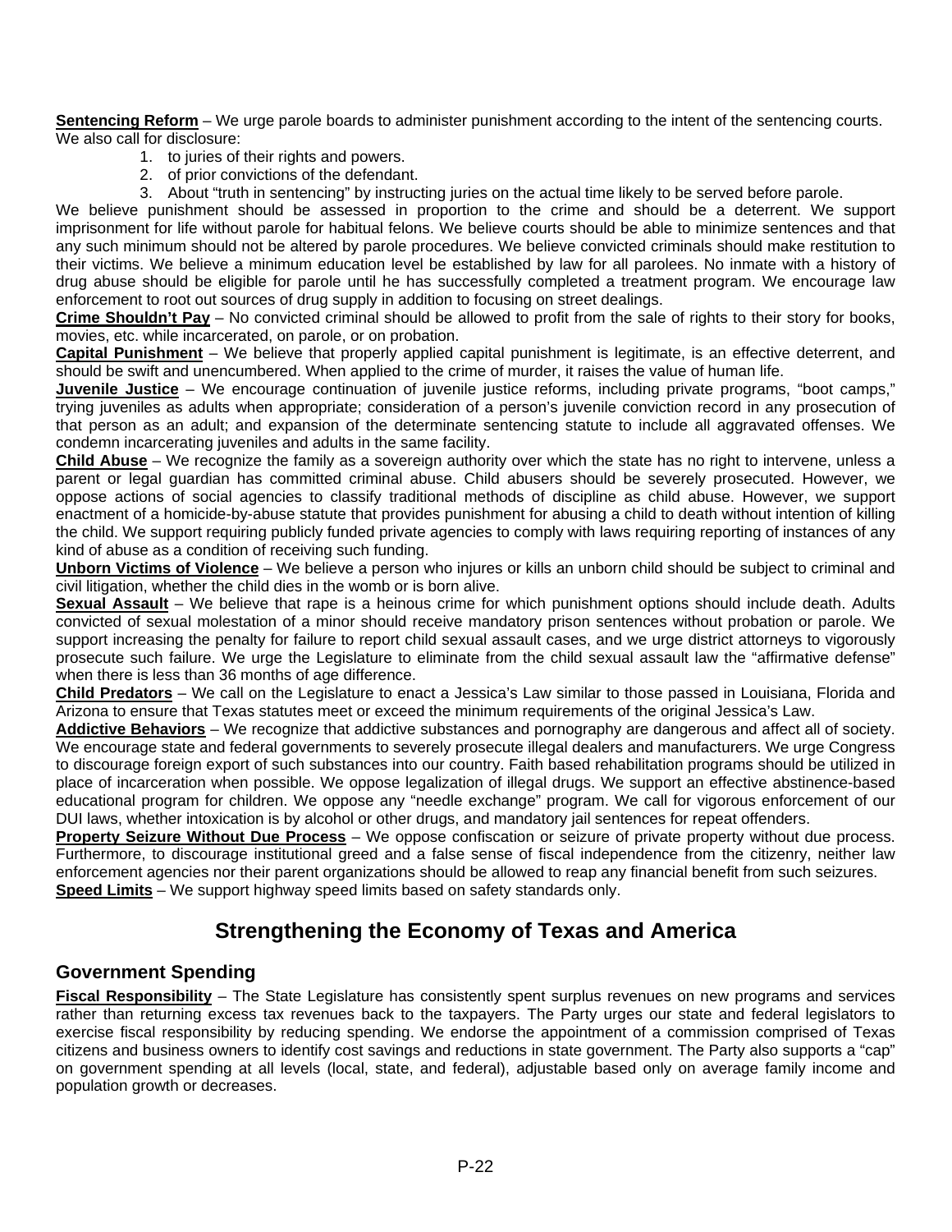**Sentencing Reform** – We urge parole boards to administer punishment according to the intent of the sentencing courts. We also call for disclosure:

1. to juries of their rights and powers.
2. of prior convictions of the defendant.
3. About "truth in sentencing" by instructing juries on the actual time likely to be served before parole.

We believe punishment should be assessed in proportion to the crime and should be a deterrent. We support imprisonment for life without parole for habitual felons. We believe courts should be able to minimize sentences and that any such minimum should not be altered by parole procedures. We believe convicted criminals should make restitution to their victims. We believe a minimum education level be established by law for all parolees. No inmate with a history of drug abuse should be eligible for parole until he has successfully completed a treatment program. We encourage law enforcement to root out sources of drug supply in addition to focusing on street dealings.

**Crime Shouldn't Pay** – No convicted criminal should be allowed to profit from the sale of rights to their story for books, movies, etc. while incarcerated, on parole, or on probation.

**Capital Punishment** – We believe that properly applied capital punishment is legitimate, is an effective deterrent, and should be swift and unencumbered. When applied to the crime of murder, it raises the value of human life.

**Juvenile Justice** – We encourage continuation of juvenile justice reforms, including private programs, "boot camps," trying juveniles as adults when appropriate; consideration of a person's juvenile conviction record in any prosecution of that person as an adult; and expansion of the determinate sentencing statute to include all aggravated offenses. We condemn incarcerating juveniles and adults in the same facility.

**Child Abuse** – We recognize the family as a sovereign authority over which the state has no right to intervene, unless a parent or legal guardian has committed criminal abuse. Child abusers should be severely prosecuted. However, we oppose actions of social agencies to classify traditional methods of discipline as child abuse. However, we support enactment of a homicide-by-abuse statute that provides punishment for abusing a child to death without intention of killing the child. We support requiring publicly funded private agencies to comply with laws requiring reporting of instances of any kind of abuse as a condition of receiving such funding.

**Unborn Victims of Violence** – We believe a person who injures or kills an unborn child should be subject to criminal and civil litigation, whether the child dies in the womb or is born alive.

**Sexual Assault** – We believe that rape is a heinous crime for which punishment options should include death. Adults convicted of sexual molestation of a minor should receive mandatory prison sentences without probation or parole. We support increasing the penalty for failure to report child sexual assault cases, and we urge district attorneys to vigorously prosecute such failure. We urge the Legislature to eliminate from the child sexual assault law the "affirmative defense" when there is less than 36 months of age difference.

**Child Predators** – We call on the Legislature to enact a Jessica's Law similar to those passed in Louisiana, Florida and Arizona to ensure that Texas statutes meet or exceed the minimum requirements of the original Jessica's Law.

**Addictive Behaviors** – We recognize that addictive substances and pornography are dangerous and affect all of society. We encourage state and federal governments to severely prosecute illegal dealers and manufacturers. We urge Congress to discourage foreign export of such substances into our country. Faith based rehabilitation programs should be utilized in place of incarceration when possible. We oppose legalization of illegal drugs. We support an effective abstinence-based educational program for children. We oppose any "needle exchange" program. We call for vigorous enforcement of our DUI laws, whether intoxication is by alcohol or other drugs, and mandatory jail sentences for repeat offenders.

**Property Seizure Without Due Process** – We oppose confiscation or seizure of private property without due process. Furthermore, to discourage institutional greed and a false sense of fiscal independence from the citizenry, neither law enforcement agencies nor their parent organizations should be allowed to reap any financial benefit from such seizures.

**Speed Limits** – We support highway speed limits based on safety standards only.

# Strengthening the Economy of Texas and America

## Government Spending

**Fiscal Responsibility** – The State Legislature has consistently spent surplus revenues on new programs and services rather than returning excess tax revenues back to the taxpayers. The Party urges our state and federal legislators to exercise fiscal responsibility by reducing spending. We endorse the appointment of a commission comprised of Texas citizens and business owners to identify cost savings and reductions in state government. The Party also supports a "cap" on government spending at all levels (local, state, and federal), adjustable based only on average family income and population growth or decreases.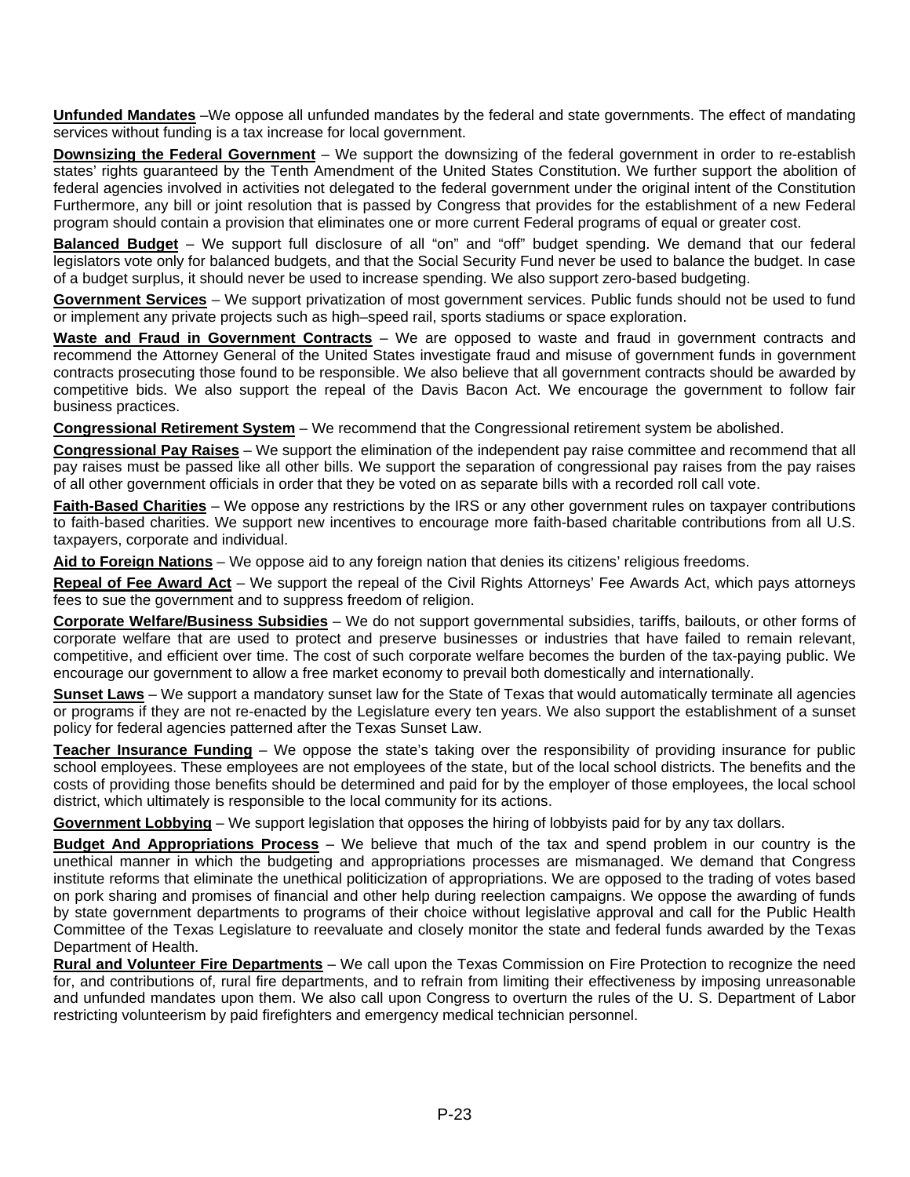**Unfunded Mandates** –We oppose all unfunded mandates by the federal and state governments. The effect of mandating services without funding is a tax increase for local government.

**Downsizing the Federal Government** – We support the downsizing of the federal government in order to re-establish states' rights guaranteed by the Tenth Amendment of the United States Constitution. We further support the abolition of federal agencies involved in activities not delegated to the federal government under the original intent of the Constitution Furthermore, any bill or joint resolution that is passed by Congress that provides for the establishment of a new Federal program should contain a provision that eliminates one or more current Federal programs of equal or greater cost.

**Balanced Budget** – We support full disclosure of all "on" and "off" budget spending. We demand that our federal legislators vote only for balanced budgets, and that the Social Security Fund never be used to balance the budget. In case of a budget surplus, it should never be used to increase spending. We also support zero-based budgeting.

**Government Services** – We support privatization of most government services. Public funds should not be used to fund or implement any private projects such as high–speed rail, sports stadiums or space exploration.

**Waste and Fraud in Government Contracts** – We are opposed to waste and fraud in government contracts and recommend the Attorney General of the United States investigate fraud and misuse of government funds in government contracts prosecuting those found to be responsible. We also believe that all government contracts should be awarded by competitive bids. We also support the repeal of the Davis Bacon Act. We encourage the government to follow fair business practices.

**Congressional Retirement System** – We recommend that the Congressional retirement system be abolished.

**Congressional Pay Raises** – We support the elimination of the independent pay raise committee and recommend that all pay raises must be passed like all other bills. We support the separation of congressional pay raises from the pay raises of all other government officials in order that they be voted on as separate bills with a recorded roll call vote.

**Faith-Based Charities** – We oppose any restrictions by the IRS or any other government rules on taxpayer contributions to faith-based charities. We support new incentives to encourage more faith-based charitable contributions from all U.S. taxpayers, corporate and individual.

**Aid to Foreign Nations** – We oppose aid to any foreign nation that denies its citizens' religious freedoms.

**Repeal of Fee Award Act** – We support the repeal of the Civil Rights Attorneys' Fee Awards Act, which pays attorneys fees to sue the government and to suppress freedom of religion.

**Corporate Welfare/Business Subsidies** – We do not support governmental subsidies, tariffs, bailouts, or other forms of corporate welfare that are used to protect and preserve businesses or industries that have failed to remain relevant, competitive, and efficient over time. The cost of such corporate welfare becomes the burden of the tax-paying public. We encourage our government to allow a free market economy to prevail both domestically and internationally.

**Sunset Laws** – We support a mandatory sunset law for the State of Texas that would automatically terminate all agencies or programs if they are not re-enacted by the Legislature every ten years. We also support the establishment of a sunset policy for federal agencies patterned after the Texas Sunset Law.

**Teacher Insurance Funding** – We oppose the state's taking over the responsibility of providing insurance for public school employees. These employees are not employees of the state, but of the local school districts. The benefits and the costs of providing those benefits should be determined and paid for by the employer of those employees, the local school district, which ultimately is responsible to the local community for its actions.

**Government Lobbying** – We support legislation that opposes the hiring of lobbyists paid for by any tax dollars.

**Budget And Appropriations Process** – We believe that much of the tax and spend problem in our country is the unethical manner in which the budgeting and appropriations processes are mismanaged. We demand that Congress institute reforms that eliminate the unethical politicization of appropriations. We are opposed to the trading of votes based on pork sharing and promises of financial and other help during reelection campaigns. We oppose the awarding of funds by state government departments to programs of their choice without legislative approval and call for the Public Health Committee of the Texas Legislature to reevaluate and closely monitor the state and federal funds awarded by the Texas Department of Health.

**Rural and Volunteer Fire Departments** – We call upon the Texas Commission on Fire Protection to recognize the need for, and contributions of, rural fire departments, and to refrain from limiting their effectiveness by imposing unreasonable and unfunded mandates upon them. We also call upon Congress to overturn the rules of the U. S. Department of Labor restricting volunteerism by paid firefighters and emergency medical technician personnel.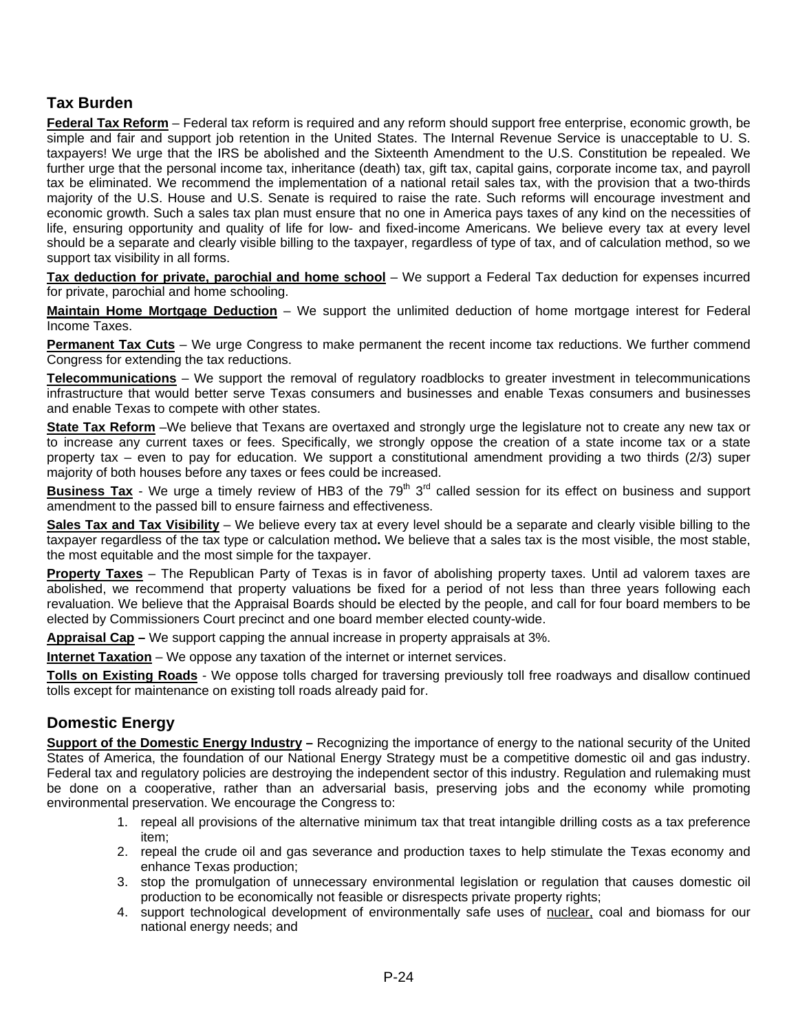## Tax Burden

**Federal Tax Reform** – Federal tax reform is required and any reform should support free enterprise, economic growth, be simple and fair and support job retention in the United States. The Internal Revenue Service is unacceptable to U. S. taxpayers! We urge that the IRS be abolished and the Sixteenth Amendment to the U.S. Constitution be repealed. We further urge that the personal income tax, inheritance (death) tax, gift tax, capital gains, corporate income tax, and payroll tax be eliminated. We recommend the implementation of a national retail sales tax, with the provision that a two-thirds majority of the U.S. House and U.S. Senate is required to raise the rate. Such reforms will encourage investment and economic growth. Such a sales tax plan must ensure that no one in America pays taxes of any kind on the necessities of life, ensuring opportunity and quality of life for low- and fixed-income Americans. We believe every tax at every level should be a separate and clearly visible billing to the taxpayer, regardless of type of tax, and of calculation method, so we support tax visibility in all forms.

**Tax deduction for private, parochial and home school** – We support a Federal Tax deduction for expenses incurred for private, parochial and home schooling.

**Maintain Home Mortgage Deduction** – We support the unlimited deduction of home mortgage interest for Federal Income Taxes.

**Permanent Tax Cuts** – We urge Congress to make permanent the recent income tax reductions. We further commend Congress for extending the tax reductions.

**Telecommunications** – We support the removal of regulatory roadblocks to greater investment in telecommunications infrastructure that would better serve Texas consumers and businesses and enable Texas consumers and businesses and enable Texas to compete with other states.

**State Tax Reform** –We believe that Texans are overtaxed and strongly urge the legislature not to create any new tax or to increase any current taxes or fees. Specifically, we strongly oppose the creation of a state income tax or a state property tax – even to pay for education. We support a constitutional amendment providing a two thirds (2/3) super majority of both houses before any taxes or fees could be increased.

**Business Tax** - We urge a timely review of HB3 of the 79th 3rd called session for its effect on business and support amendment to the passed bill to ensure fairness and effectiveness.

**Sales Tax and Tax Visibility** – We believe every tax at every level should be a separate and clearly visible billing to the taxpayer regardless of the tax type or calculation method**.** We believe that a sales tax is the most visible, the most stable, the most equitable and the most simple for the taxpayer.

**Property Taxes** – The Republican Party of Texas is in favor of abolishing property taxes. Until ad valorem taxes are abolished, we recommend that property valuations be fixed for a period of not less than three years following each revaluation. We believe that the Appraisal Boards should be elected by the people, and call for four board members to be elected by Commissioners Court precinct and one board member elected county-wide.

**Appraisal Cap –** We support capping the annual increase in property appraisals at 3%.

**Internet Taxation** – We oppose any taxation of the internet or internet services.

**Tolls on Existing Roads** - We oppose tolls charged for traversing previously toll free roadways and disallow continued tolls except for maintenance on existing toll roads already paid for.

## Domestic Energy

**Support of the Domestic Energy Industry –** Recognizing the importance of energy to the national security of the United States of America, the foundation of our National Energy Strategy must be a competitive domestic oil and gas industry. Federal tax and regulatory policies are destroying the independent sector of this industry. Regulation and rulemaking must be done on a cooperative, rather than an adversarial basis, preserving jobs and the economy while promoting environmental preservation. We encourage the Congress to:

1. repeal all provisions of the alternative minimum tax that treat intangible drilling costs as a tax preference item;
2. repeal the crude oil and gas severance and production taxes to help stimulate the Texas economy and enhance Texas production;
3. stop the promulgation of unnecessary environmental legislation or regulation that causes domestic oil production to be economically not feasible or disrespects private property rights;
4. support technological development of environmentally safe uses of nuclear, coal and biomass for our national energy needs; and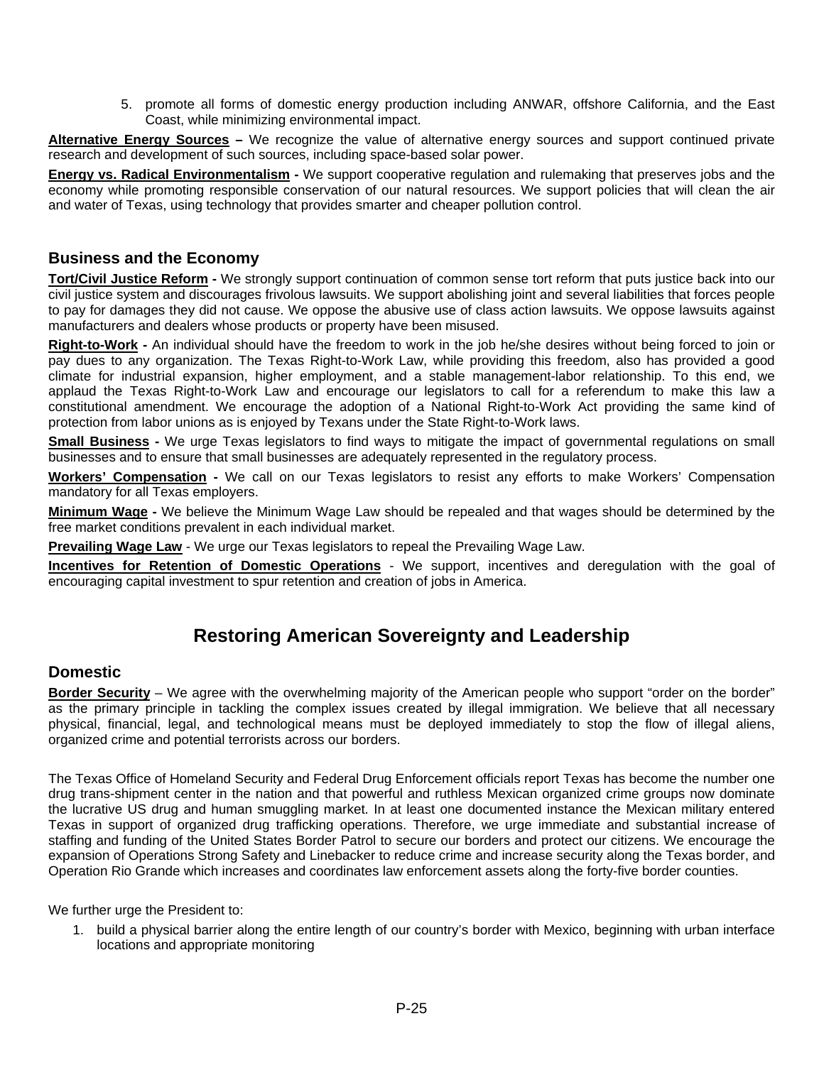5. promote all forms of domestic energy production including ANWAR, offshore California, and the East Coast, while minimizing environmental impact.

**Alternative Energy Sources** – We recognize the value of alternative energy sources and support continued private research and development of such sources, including space-based solar power.

**Energy vs. Radical Environmentalism** - We support cooperative regulation and rulemaking that preserves jobs and the economy while promoting responsible conservation of our natural resources. We support policies that will clean the air and water of Texas, using technology that provides smarter and cheaper pollution control.

## Business and the Economy

**Tort/Civil Justice Reform** - We strongly support continuation of common sense tort reform that puts justice back into our civil justice system and discourages frivolous lawsuits. We support abolishing joint and several liabilities that forces people to pay for damages they did not cause. We oppose the abusive use of class action lawsuits. We oppose lawsuits against manufacturers and dealers whose products or property have been misused.

**Right-to-Work** - An individual should have the freedom to work in the job he/she desires without being forced to join or pay dues to any organization. The Texas Right-to-Work Law, while providing this freedom, also has provided a good climate for industrial expansion, higher employment, and a stable management-labor relationship. To this end, we applaud the Texas Right-to-Work Law and encourage our legislators to call for a referendum to make this law a constitutional amendment. We encourage the adoption of a National Right-to-Work Act providing the same kind of protection from labor unions as is enjoyed by Texans under the State Right-to-Work laws.

**Small Business** - We urge Texas legislators to find ways to mitigate the impact of governmental regulations on small businesses and to ensure that small businesses are adequately represented in the regulatory process.

**Workers' Compensation** - We call on our Texas legislators to resist any efforts to make Workers' Compensation mandatory for all Texas employers.

**Minimum Wage** - We believe the Minimum Wage Law should be repealed and that wages should be determined by the free market conditions prevalent in each individual market.

**Prevailing Wage Law** - We urge our Texas legislators to repeal the Prevailing Wage Law.

**Incentives for Retention of Domestic Operations** - We support, incentives and deregulation with the goal of encouraging capital investment to spur retention and creation of jobs in America.

# Restoring American Sovereignty and Leadership

## Domestic

**Border Security** – We agree with the overwhelming majority of the American people who support "order on the border" as the primary principle in tackling the complex issues created by illegal immigration. We believe that all necessary physical, financial, legal, and technological means must be deployed immediately to stop the flow of illegal aliens, organized crime and potential terrorists across our borders.

The Texas Office of Homeland Security and Federal Drug Enforcement officials report Texas has become the number one drug trans-shipment center in the nation and that powerful and ruthless Mexican organized crime groups now dominate the lucrative US drug and human smuggling market. In at least one documented instance the Mexican military entered Texas in support of organized drug trafficking operations. Therefore, we urge immediate and substantial increase of staffing and funding of the United States Border Patrol to secure our borders and protect our citizens. We encourage the expansion of Operations Strong Safety and Linebacker to reduce crime and increase security along the Texas border, and Operation Rio Grande which increases and coordinates law enforcement assets along the forty-five border counties.

We further urge the President to:

1. build a physical barrier along the entire length of our country's border with Mexico, beginning with urban interface locations and appropriate monitoring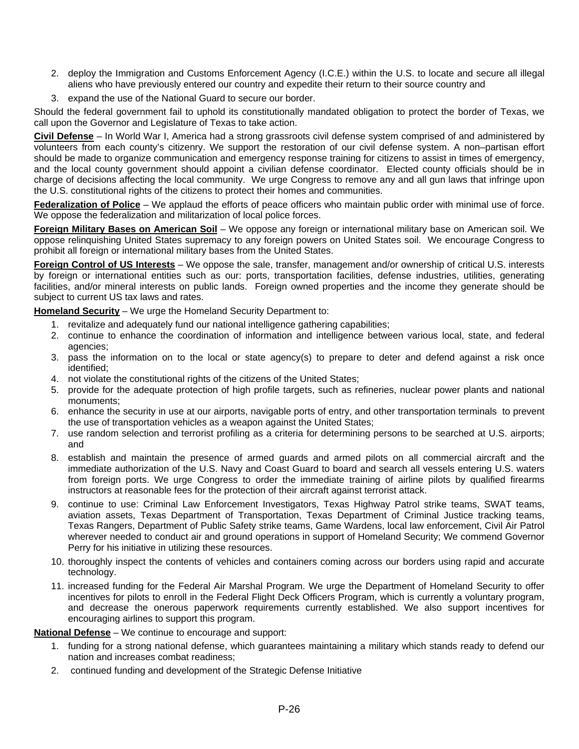2. deploy the Immigration and Customs Enforcement Agency (I.C.E.) within the U.S. to locate and secure all illegal aliens who have previously entered our country and expedite their return to their source country and
3. expand the use of the National Guard to secure our border.

Should the federal government fail to uphold its constitutionally mandated obligation to protect the border of Texas, we call upon the Governor and Legislature of Texas to take action.

**Civil Defense** – In World War I, America had a strong grassroots civil defense system comprised of and administered by volunteers from each county's citizenry. We support the restoration of our civil defense system. A non–partisan effort should be made to organize communication and emergency response training for citizens to assist in times of emergency, and the local county government should appoint a civilian defense coordinator. Elected county officials should be in charge of decisions affecting the local community. We urge Congress to remove any and all gun laws that infringe upon the U.S. constitutional rights of the citizens to protect their homes and communities.

**Federalization of Police** – We applaud the efforts of peace officers who maintain public order with minimal use of force. We oppose the federalization and militarization of local police forces.

**Foreign Military Bases on American Soil** – We oppose any foreign or international military base on American soil. We oppose relinquishing United States supremacy to any foreign powers on United States soil. We encourage Congress to prohibit all foreign or international military bases from the United States.

**Foreign Control of US Interests** – We oppose the sale, transfer, management and/or ownership of critical U.S. interests by foreign or international entities such as our: ports, transportation facilities, defense industries, utilities, generating facilities, and/or mineral interests on public lands. Foreign owned properties and the income they generate should be subject to current US tax laws and rates.

**Homeland Security** – We urge the Homeland Security Department to:

1. revitalize and adequately fund our national intelligence gathering capabilities;
2. continue to enhance the coordination of information and intelligence between various local, state, and federal agencies;
3. pass the information on to the local or state agency(s) to prepare to deter and defend against a risk once identified;
4. not violate the constitutional rights of the citizens of the United States;
5. provide for the adequate protection of high profile targets, such as refineries, nuclear power plants and national monuments;
6. enhance the security in use at our airports, navigable ports of entry, and other transportation terminals to prevent the use of transportation vehicles as a weapon against the United States;
7. use random selection and terrorist profiling as a criteria for determining persons to be searched at U.S. airports; and
8. establish and maintain the presence of armed guards and armed pilots on all commercial aircraft and the immediate authorization of the U.S. Navy and Coast Guard to board and search all vessels entering U.S. waters from foreign ports. We urge Congress to order the immediate training of airline pilots by qualified firearms instructors at reasonable fees for the protection of their aircraft against terrorist attack.
9. continue to use: Criminal Law Enforcement Investigators, Texas Highway Patrol strike teams, SWAT teams, aviation assets, Texas Department of Transportation, Texas Department of Criminal Justice tracking teams, Texas Rangers, Department of Public Safety strike teams, Game Wardens, local law enforcement, Civil Air Patrol wherever needed to conduct air and ground operations in support of Homeland Security; We commend Governor Perry for his initiative in utilizing these resources.
10. thoroughly inspect the contents of vehicles and containers coming across our borders using rapid and accurate technology.
11. increased funding for the Federal Air Marshal Program. We urge the Department of Homeland Security to offer incentives for pilots to enroll in the Federal Flight Deck Officers Program, which is currently a voluntary program, and decrease the onerous paperwork requirements currently established. We also support incentives for encouraging airlines to support this program.

**National Defense** – We continue to encourage and support:

1. funding for a strong national defense, which guarantees maintaining a military which stands ready to defend our nation and increases combat readiness;
2. continued funding and development of the Strategic Defense Initiative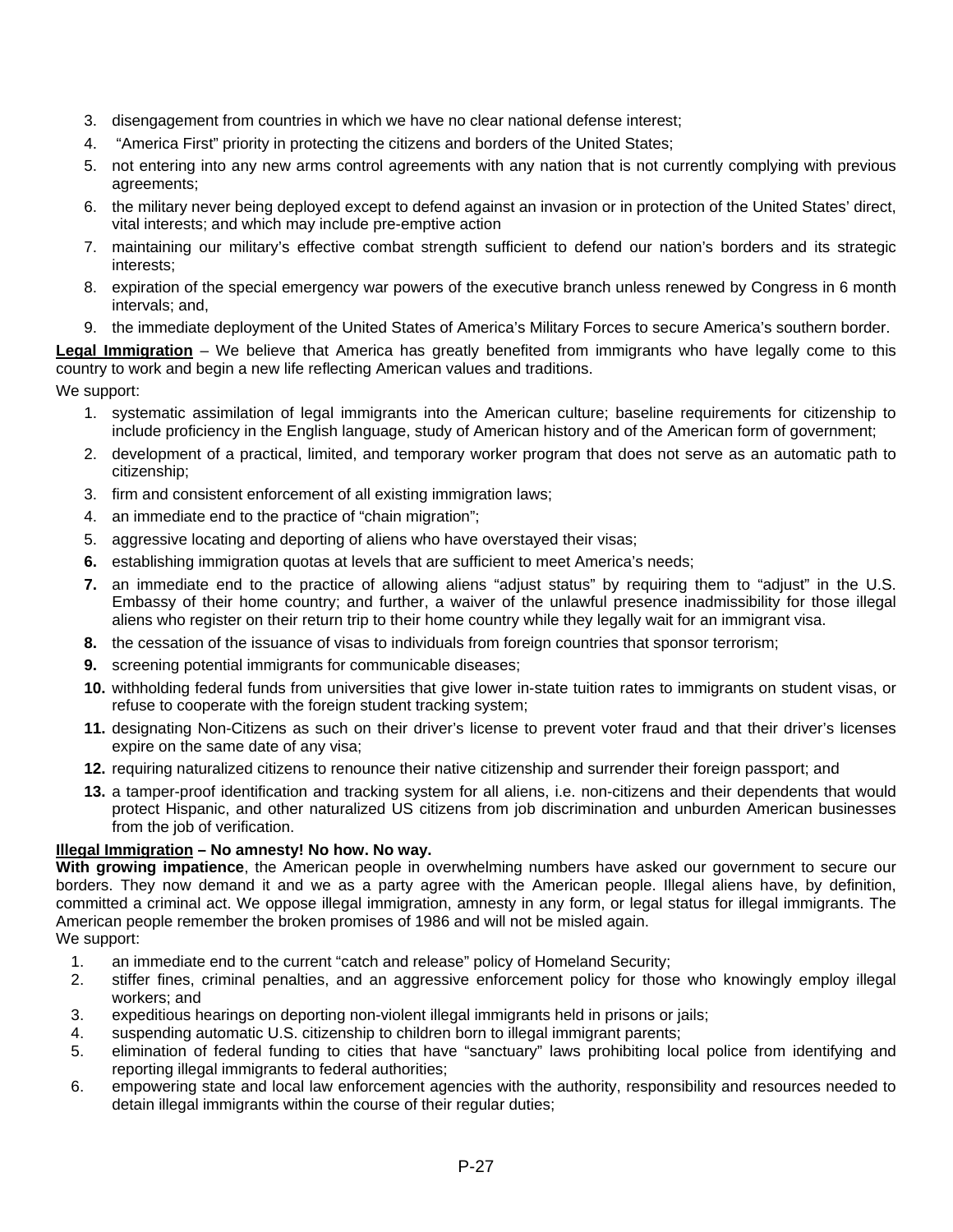3. disengagement from countries in which we have no clear national defense interest;
4. "America First" priority in protecting the citizens and borders of the United States;
5. not entering into any new arms control agreements with any nation that is not currently complying with previous agreements;
6. the military never being deployed except to defend against an invasion or in protection of the United States' direct, vital interests; and which may include pre-emptive action
7. maintaining our military's effective combat strength sufficient to defend our nation's borders and its strategic interests;
8. expiration of the special emergency war powers of the executive branch unless renewed by Congress in 6 month intervals; and,
9. the immediate deployment of the United States of America's Military Forces to secure America's southern border.

**Legal Immigration** – We believe that America has greatly benefited from immigrants who have legally come to this country to work and begin a new life reflecting American values and traditions.

We support:

1. systematic assimilation of legal immigrants into the American culture; baseline requirements for citizenship to include proficiency in the English language, study of American history and of the American form of government;
2. development of a practical, limited, and temporary worker program that does not serve as an automatic path to citizenship;
3. firm and consistent enforcement of all existing immigration laws;
4. an immediate end to the practice of "chain migration";
5. aggressive locating and deporting of aliens who have overstayed their visas;
6. establishing immigration quotas at levels that are sufficient to meet America's needs;
7. an immediate end to the practice of allowing aliens "adjust status" by requiring them to "adjust" in the U.S. Embassy of their home country; and further, a waiver of the unlawful presence inadmissibility for those illegal aliens who register on their return trip to their home country while they legally wait for an immigrant visa.
8. the cessation of the issuance of visas to individuals from foreign countries that sponsor terrorism;
9. screening potential immigrants for communicable diseases;
10. withholding federal funds from universities that give lower in-state tuition rates to immigrants on student visas, or refuse to cooperate with the foreign student tracking system;
11. designating Non-Citizens as such on their driver's license to prevent voter fraud and that their driver's licenses expire on the same date of any visa;
12. requiring naturalized citizens to renounce their native citizenship and surrender their foreign passport; and
13. a tamper-proof identification and tracking system for all aliens, i.e. non-citizens and their dependents that would protect Hispanic, and other naturalized US citizens from job discrimination and unburden American businesses from the job of verification.

**Illegal Immigration – No amnesty! No how. No way.**

**With growing impatience**, the American people in overwhelming numbers have asked our government to secure our borders. They now demand it and we as a party agree with the American people. Illegal aliens have, by definition, committed a criminal act. We oppose illegal immigration, amnesty in any form, or legal status for illegal immigrants. The American people remember the broken promises of 1986 and will not be misled again.

We support:

1. an immediate end to the current "catch and release" policy of Homeland Security;
2. stiffer fines, criminal penalties, and an aggressive enforcement policy for those who knowingly employ illegal workers; and
3. expeditious hearings on deporting non-violent illegal immigrants held in prisons or jails;
4. suspending automatic U.S. citizenship to children born to illegal immigrant parents;
5. elimination of federal funding to cities that have "sanctuary" laws prohibiting local police from identifying and reporting illegal immigrants to federal authorities;
6. empowering state and local law enforcement agencies with the authority, responsibility and resources needed to detain illegal immigrants within the course of their regular duties;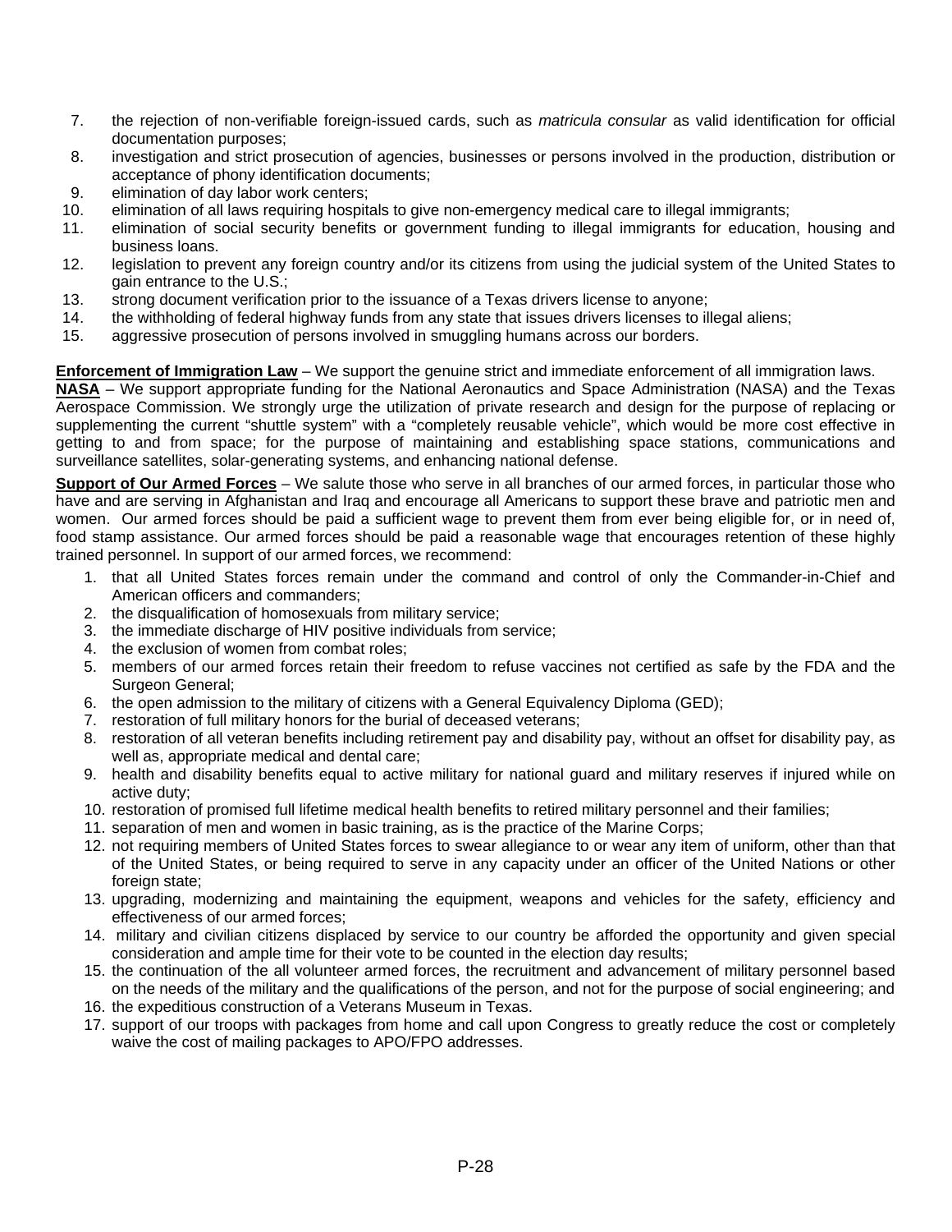7. the rejection of non-verifiable foreign-issued cards, such as *matricula consular* as valid identification for official documentation purposes;
8. investigation and strict prosecution of agencies, businesses or persons involved in the production, distribution or acceptance of phony identification documents;
9. elimination of day labor work centers;
10. elimination of all laws requiring hospitals to give non-emergency medical care to illegal immigrants;
11. elimination of social security benefits or government funding to illegal immigrants for education, housing and business loans.
12. legislation to prevent any foreign country and/or its citizens from using the judicial system of the United States to gain entrance to the U.S.;
13. strong document verification prior to the issuance of a Texas drivers license to anyone;
14. the withholding of federal highway funds from any state that issues drivers licenses to illegal aliens;
15. aggressive prosecution of persons involved in smuggling humans across our borders.

**Enforcement of Immigration Law** – We support the genuine strict and immediate enforcement of all immigration laws.

**NASA** – We support appropriate funding for the National Aeronautics and Space Administration (NASA) and the Texas Aerospace Commission. We strongly urge the utilization of private research and design for the purpose of replacing or supplementing the current "shuttle system" with a "completely reusable vehicle", which would be more cost effective in getting to and from space; for the purpose of maintaining and establishing space stations, communications and surveillance satellites, solar-generating systems, and enhancing national defense.

**Support of Our Armed Forces** – We salute those who serve in all branches of our armed forces, in particular those who have and are serving in Afghanistan and Iraq and encourage all Americans to support these brave and patriotic men and women. Our armed forces should be paid a sufficient wage to prevent them from ever being eligible for, or in need of, food stamp assistance. Our armed forces should be paid a reasonable wage that encourages retention of these highly trained personnel. In support of our armed forces, we recommend:

1. that all United States forces remain under the command and control of only the Commander-in-Chief and American officers and commanders;
2. the disqualification of homosexuals from military service;
3. the immediate discharge of HIV positive individuals from service;
4. the exclusion of women from combat roles;
5. members of our armed forces retain their freedom to refuse vaccines not certified as safe by the FDA and the Surgeon General;
6. the open admission to the military of citizens with a General Equivalency Diploma (GED);
7. restoration of full military honors for the burial of deceased veterans;
8. restoration of all veteran benefits including retirement pay and disability pay, without an offset for disability pay, as well as, appropriate medical and dental care;
9. health and disability benefits equal to active military for national guard and military reserves if injured while on active duty;
10. restoration of promised full lifetime medical health benefits to retired military personnel and their families;
11. separation of men and women in basic training, as is the practice of the Marine Corps;
12. not requiring members of United States forces to swear allegiance to or wear any item of uniform, other than that of the United States, or being required to serve in any capacity under an officer of the United Nations or other foreign state;
13. upgrading, modernizing and maintaining the equipment, weapons and vehicles for the safety, efficiency and effectiveness of our armed forces;
14. military and civilian citizens displaced by service to our country be afforded the opportunity and given special consideration and ample time for their vote to be counted in the election day results;
15. the continuation of the all volunteer armed forces, the recruitment and advancement of military personnel based on the needs of the military and the qualifications of the person, and not for the purpose of social engineering; and
16. the expeditious construction of a Veterans Museum in Texas.
17. support of our troops with packages from home and call upon Congress to greatly reduce the cost or completely waive the cost of mailing packages to APO/FPO addresses.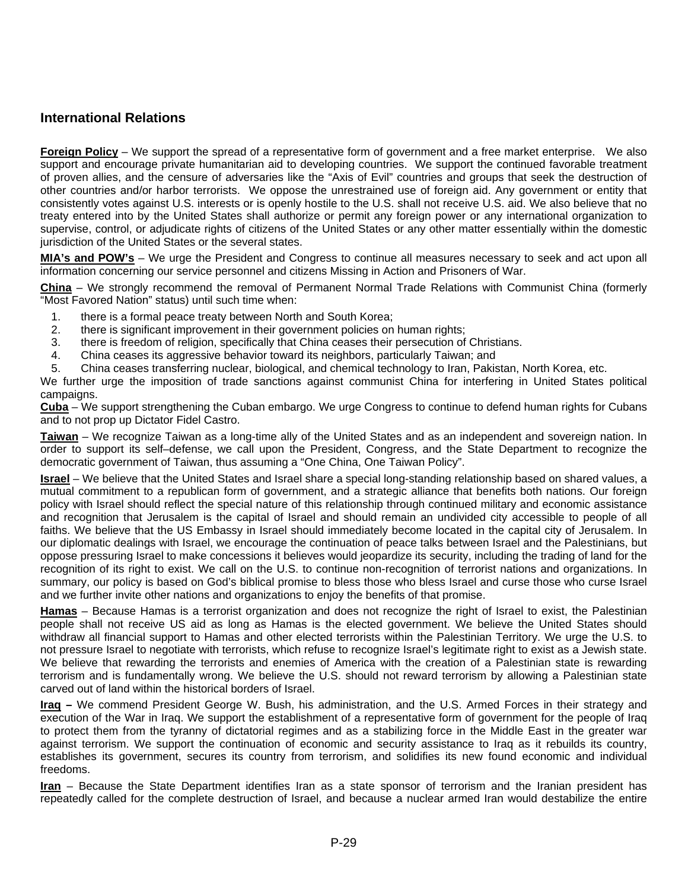## International Relations

**Foreign Policy** – We support the spread of a representative form of government and a free market enterprise. We also support and encourage private humanitarian aid to developing countries. We support the continued favorable treatment of proven allies, and the censure of adversaries like the "Axis of Evil" countries and groups that seek the destruction of other countries and/or harbor terrorists. We oppose the unrestrained use of foreign aid. Any government or entity that consistently votes against U.S. interests or is openly hostile to the U.S. shall not receive U.S. aid. We also believe that no treaty entered into by the United States shall authorize or permit any foreign power or any international organization to supervise, control, or adjudicate rights of citizens of the United States or any other matter essentially within the domestic jurisdiction of the United States or the several states.

**MIA's and POW's** – We urge the President and Congress to continue all measures necessary to seek and act upon all information concerning our service personnel and citizens Missing in Action and Prisoners of War.

**China** – We strongly recommend the removal of Permanent Normal Trade Relations with Communist China (formerly "Most Favored Nation" status) until such time when:

1. there is a formal peace treaty between North and South Korea;
2. there is significant improvement in their government policies on human rights;
3. there is freedom of religion, specifically that China ceases their persecution of Christians.
4. China ceases its aggressive behavior toward its neighbors, particularly Taiwan; and
5. China ceases transferring nuclear, biological, and chemical technology to Iran, Pakistan, North Korea, etc.

We further urge the imposition of trade sanctions against communist China for interfering in United States political campaigns.

**Cuba** – We support strengthening the Cuban embargo. We urge Congress to continue to defend human rights for Cubans and to not prop up Dictator Fidel Castro.

**Taiwan** – We recognize Taiwan as a long-time ally of the United States and as an independent and sovereign nation. In order to support its self–defense, we call upon the President, Congress, and the State Department to recognize the democratic government of Taiwan, thus assuming a "One China, One Taiwan Policy".

**Israel** – We believe that the United States and Israel share a special long-standing relationship based on shared values, a mutual commitment to a republican form of government, and a strategic alliance that benefits both nations. Our foreign policy with Israel should reflect the special nature of this relationship through continued military and economic assistance and recognition that Jerusalem is the capital of Israel and should remain an undivided city accessible to people of all faiths. We believe that the US Embassy in Israel should immediately become located in the capital city of Jerusalem. In our diplomatic dealings with Israel, we encourage the continuation of peace talks between Israel and the Palestinians, but oppose pressuring Israel to make concessions it believes would jeopardize its security, including the trading of land for the recognition of its right to exist. We call on the U.S. to continue non-recognition of terrorist nations and organizations. In summary, our policy is based on God's biblical promise to bless those who bless Israel and curse those who curse Israel and we further invite other nations and organizations to enjoy the benefits of that promise.

**Hamas** – Because Hamas is a terrorist organization and does not recognize the right of Israel to exist, the Palestinian people shall not receive US aid as long as Hamas is the elected government. We believe the United States should withdraw all financial support to Hamas and other elected terrorists within the Palestinian Territory. We urge the U.S. to not pressure Israel to negotiate with terrorists, which refuse to recognize Israel's legitimate right to exist as a Jewish state. We believe that rewarding the terrorists and enemies of America with the creation of a Palestinian state is rewarding terrorism and is fundamentally wrong. We believe the U.S. should not reward terrorism by allowing a Palestinian state carved out of land within the historical borders of Israel.

**Iraq** – We commend President George W. Bush, his administration, and the U.S. Armed Forces in their strategy and execution of the War in Iraq. We support the establishment of a representative form of government for the people of Iraq to protect them from the tyranny of dictatorial regimes and as a stabilizing force in the Middle East in the greater war against terrorism. We support the continuation of economic and security assistance to Iraq as it rebuilds its country, establishes its government, secures its country from terrorism, and solidifies its new found economic and individual freedoms.

**Iran** – Because the State Department identifies Iran as a state sponsor of terrorism and the Iranian president has repeatedly called for the complete destruction of Israel, and because a nuclear armed Iran would destabilize the entire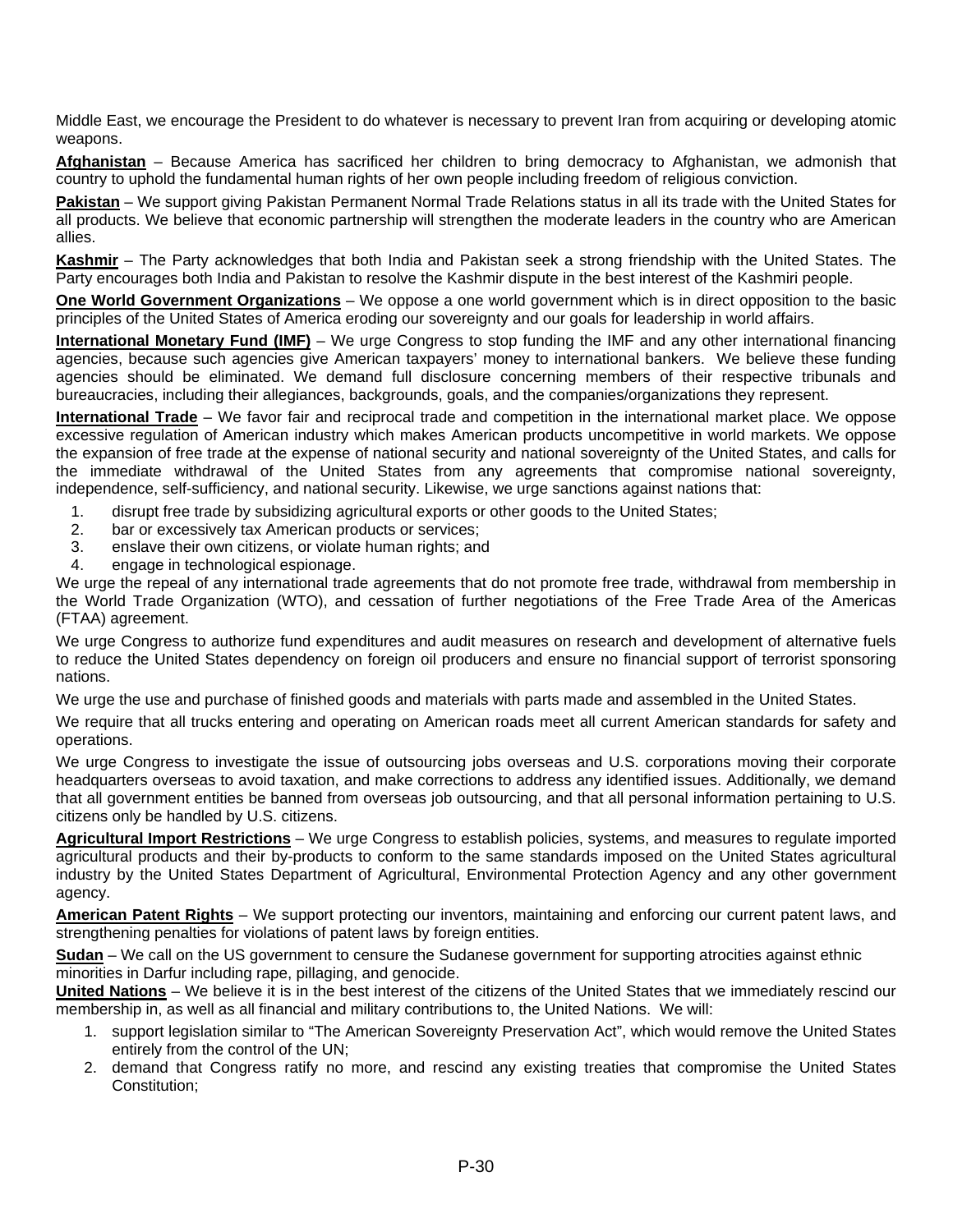Middle East, we encourage the President to do whatever is necessary to prevent Iran from acquiring or developing atomic weapons.

**Afghanistan** – Because America has sacrificed her children to bring democracy to Afghanistan, we admonish that country to uphold the fundamental human rights of her own people including freedom of religious conviction.

**Pakistan** – We support giving Pakistan Permanent Normal Trade Relations status in all its trade with the United States for all products. We believe that economic partnership will strengthen the moderate leaders in the country who are American allies.

**Kashmir** – The Party acknowledges that both India and Pakistan seek a strong friendship with the United States. The Party encourages both India and Pakistan to resolve the Kashmir dispute in the best interest of the Kashmiri people.

**One World Government Organizations** – We oppose a one world government which is in direct opposition to the basic principles of the United States of America eroding our sovereignty and our goals for leadership in world affairs.

**International Monetary Fund (IMF)** – We urge Congress to stop funding the IMF and any other international financing agencies, because such agencies give American taxpayers' money to international bankers. We believe these funding agencies should be eliminated. We demand full disclosure concerning members of their respective tribunals and bureaucracies, including their allegiances, backgrounds, goals, and the companies/organizations they represent.

**International Trade** – We favor fair and reciprocal trade and competition in the international market place. We oppose excessive regulation of American industry which makes American products uncompetitive in world markets. We oppose the expansion of free trade at the expense of national security and national sovereignty of the United States, and calls for the immediate withdrawal of the United States from any agreements that compromise national sovereignty, independence, self-sufficiency, and national security. Likewise, we urge sanctions against nations that:

1. disrupt free trade by subsidizing agricultural exports or other goods to the United States;
2. bar or excessively tax American products or services;
3. enslave their own citizens, or violate human rights; and
4. engage in technological espionage.

We urge the repeal of any international trade agreements that do not promote free trade, withdrawal from membership in the World Trade Organization (WTO), and cessation of further negotiations of the Free Trade Area of the Americas (FTAA) agreement.

We urge Congress to authorize fund expenditures and audit measures on research and development of alternative fuels to reduce the United States dependency on foreign oil producers and ensure no financial support of terrorist sponsoring nations.

We urge the use and purchase of finished goods and materials with parts made and assembled in the United States.

We require that all trucks entering and operating on American roads meet all current American standards for safety and operations.

We urge Congress to investigate the issue of outsourcing jobs overseas and U.S. corporations moving their corporate headquarters overseas to avoid taxation, and make corrections to address any identified issues. Additionally, we demand that all government entities be banned from overseas job outsourcing, and that all personal information pertaining to U.S. citizens only be handled by U.S. citizens.

**Agricultural Import Restrictions** – We urge Congress to establish policies, systems, and measures to regulate imported agricultural products and their by-products to conform to the same standards imposed on the United States agricultural industry by the United States Department of Agricultural, Environmental Protection Agency and any other government agency.

**American Patent Rights** – We support protecting our inventors, maintaining and enforcing our current patent laws, and strengthening penalties for violations of patent laws by foreign entities.

**Sudan** – We call on the US government to censure the Sudanese government for supporting atrocities against ethnic minorities in Darfur including rape, pillaging, and genocide.

**United Nations** – We believe it is in the best interest of the citizens of the United States that we immediately rescind our membership in, as well as all financial and military contributions to, the United Nations. We will:

1. support legislation similar to "The American Sovereignty Preservation Act", which would remove the United States entirely from the control of the UN;
2. demand that Congress ratify no more, and rescind any existing treaties that compromise the United States Constitution;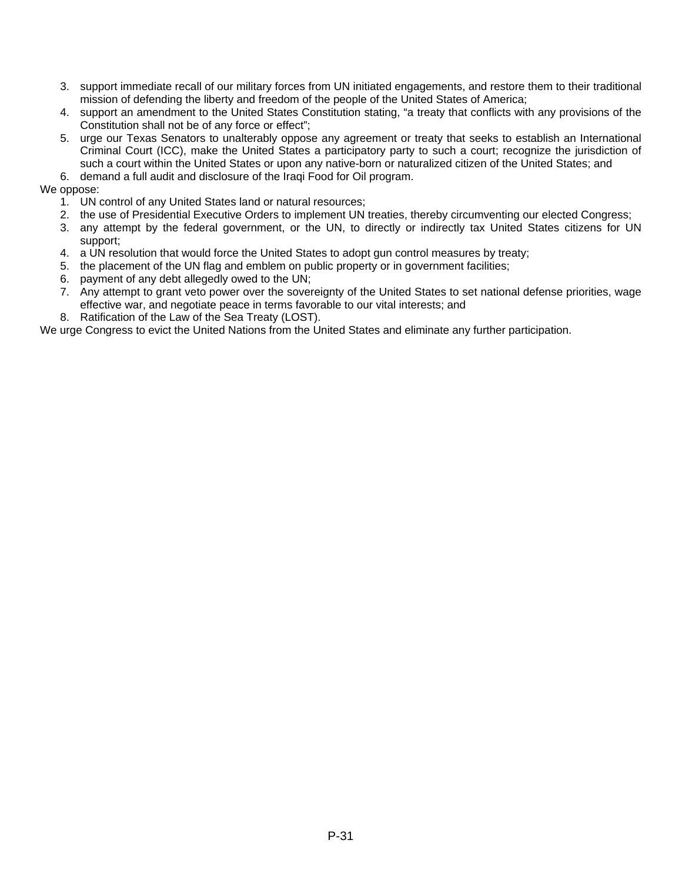3. support immediate recall of our military forces from UN initiated engagements, and restore them to their traditional mission of defending the liberty and freedom of the people of the United States of America;
4. support an amendment to the United States Constitution stating, "a treaty that conflicts with any provisions of the Constitution shall not be of any force or effect";
5. urge our Texas Senators to unalterably oppose any agreement or treaty that seeks to establish an International Criminal Court (ICC), make the United States a participatory party to such a court; recognize the jurisdiction of such a court within the United States or upon any native-born or naturalized citizen of the United States; and
6. demand a full audit and disclosure of the Iraqi Food for Oil program.

We oppose:

1. UN control of any United States land or natural resources;
2. the use of Presidential Executive Orders to implement UN treaties, thereby circumventing our elected Congress;
3. any attempt by the federal government, or the UN, to directly or indirectly tax United States citizens for UN support;
4. a UN resolution that would force the United States to adopt gun control measures by treaty;
5. the placement of the UN flag and emblem on public property or in government facilities;
6. payment of any debt allegedly owed to the UN;
7. Any attempt to grant veto power over the sovereignty of the United States to set national defense priorities, wage effective war, and negotiate peace in terms favorable to our vital interests; and
8. Ratification of the Law of the Sea Treaty (LOST).

We urge Congress to evict the United Nations from the United States and eliminate any further participation.